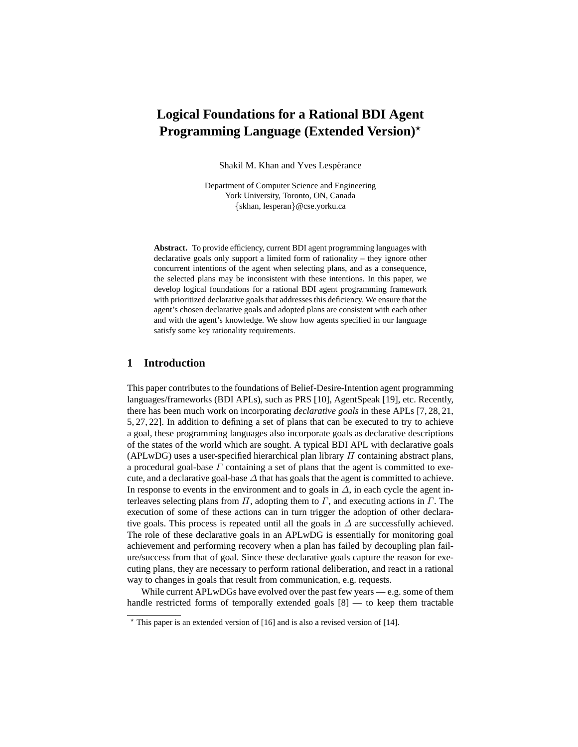# Logical Foundations for a Rational BDI Agent Programming Language (Extended Version)*

Shakil M. Khan and Yves Lespérance

Department of Computer Science and Engineering
York University, Toronto, ON, Canada
{skhan, lesperan}@cse.yorku.ca

**Abstract.** To provide efficiency, current BDI agent programming languages with declarative goals only support a limited form of rationality – they ignore other concurrent intentions of the agent when selecting plans, and as a consequence, the selected plans may be inconsistent with these intentions. In this paper, we develop logical foundations for a rational BDI agent programming framework with prioritized declarative goals that addresses this deficiency. We ensure that the agent's chosen declarative goals and adopted plans are consistent with each other and with the agent's knowledge. We show how agents specified in our language satisfy some key rationality requirements.

## 1 Introduction

This paper contributes to the foundations of Belief-Desire-Intention agent programming languages/frameworks (BDI APLs), such as PRS [10], AgentSpeak [19], etc. Recently, there has been much work on incorporating *declarative goals* in these APLs [7, 28, 21, 5, 27, 22]. In addition to defining a set of plans that can be executed to try to achieve a goal, these programming languages also incorporate goals as declarative descriptions of the states of the world which are sought. A typical BDI APL with declarative goals (APLwDG) uses a user-specified hierarchical plan library $\Pi$ containing abstract plans, a procedural goal-base $\Gamma$ containing a set of plans that the agent is committed to execute, and a declarative goal-base $\Delta$ that has goals that the agent is committed to achieve. In response to events in the environment and to goals in $\Delta$, in each cycle the agent interleaves selecting plans from $\Pi$, adopting them to $\Gamma$, and executing actions in $\Gamma$. The execution of some of these actions can in turn trigger the adoption of other declarative goals. This process is repeated until all the goals in $\Delta$ are successfully achieved. The role of these declarative goals in an APLwDG is essentially for monitoring goal achievement and performing recovery when a plan has failed by decoupling plan failure/success from that of goal. Since these declarative goals capture the reason for executing plans, they are necessary to perform rational deliberation, and react in a rational way to changes in goals that result from communication, e.g. requests.

While current APLwDGs have evolved over the past few years — e.g. some of them handle restricted forms of temporally extended goals [8] — to keep them tractable

* This paper is an extended version of [16] and is also a revised version of [14].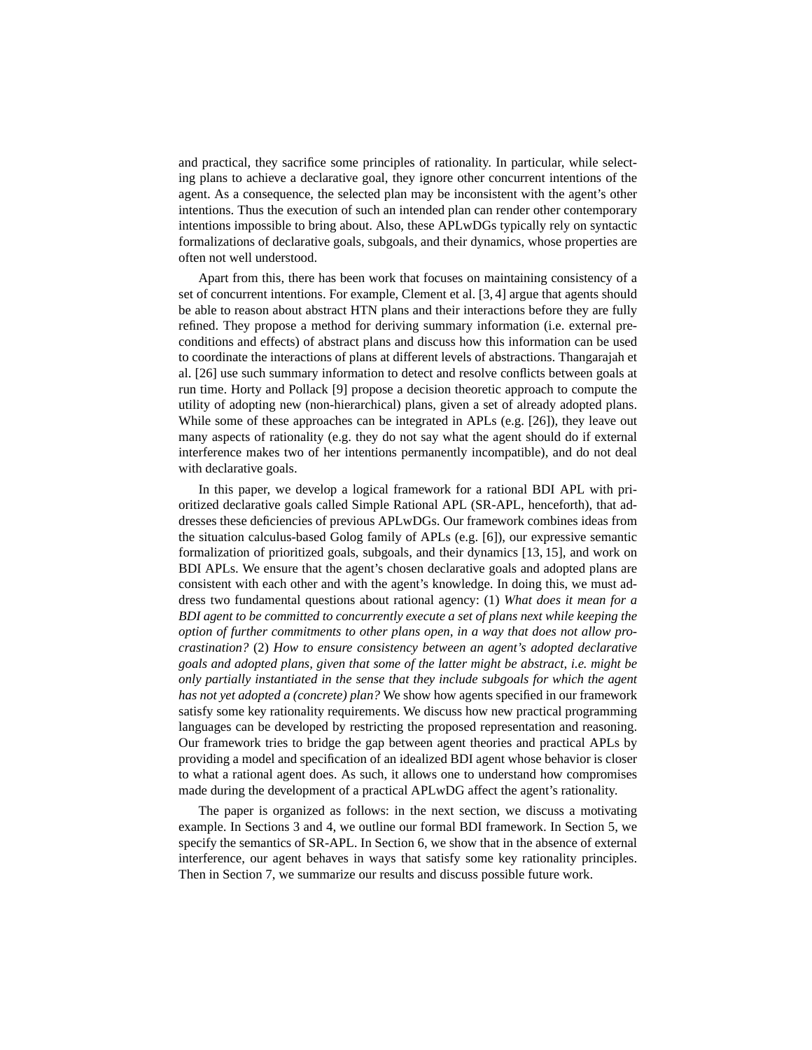and practical, they sacrifice some principles of rationality. In particular, while selecting plans to achieve a declarative goal, they ignore other concurrent intentions of the agent. As a consequence, the selected plan may be inconsistent with the agent's other intentions. Thus the execution of such an intended plan can render other contemporary intentions impossible to bring about. Also, these APLwDGs typically rely on syntactic formalizations of declarative goals, subgoals, and their dynamics, whose properties are often not well understood.

Apart from this, there has been work that focuses on maintaining consistency of a set of concurrent intentions. For example, Clement et al. [3, 4] argue that agents should be able to reason about abstract HTN plans and their interactions before they are fully refined. They propose a method for deriving summary information (i.e. external preconditions and effects) of abstract plans and discuss how this information can be used to coordinate the interactions of plans at different levels of abstractions. Thangarajah et al. [26] use such summary information to detect and resolve conflicts between goals at run time. Horty and Pollack [9] propose a decision theoretic approach to compute the utility of adopting new (non-hierarchical) plans, given a set of already adopted plans. While some of these approaches can be integrated in APLs (e.g. [26]), they leave out many aspects of rationality (e.g. they do not say what the agent should do if external interference makes two of her intentions permanently incompatible), and do not deal with declarative goals.

In this paper, we develop a logical framework for a rational BDI APL with prioritized declarative goals called Simple Rational APL (SR-APL, henceforth), that addresses these deficiencies of previous APLwDGs. Our framework combines ideas from the situation calculus-based Golog family of APLs (e.g. [6]), our expressive semantic formalization of prioritized goals, subgoals, and their dynamics [13, 15], and work on BDI APLs. We ensure that the agent's chosen declarative goals and adopted plans are consistent with each other and with the agent's knowledge. In doing this, we must address two fundamental questions about rational agency: (1) *What does it mean for a BDI agent to be committed to concurrently execute a set of plans next while keeping the option of further commitments to other plans open, in a way that does not allow procrastination?* (2) *How to ensure consistency between an agent's adopted declarative goals and adopted plans, given that some of the latter might be abstract, i.e. might be only partially instantiated in the sense that they include subgoals for which the agent has not yet adopted a (concrete) plan?* We show how agents specified in our framework satisfy some key rationality requirements. We discuss how new practical programming languages can be developed by restricting the proposed representation and reasoning. Our framework tries to bridge the gap between agent theories and practical APLs by providing a model and specification of an idealized BDI agent whose behavior is closer to what a rational agent does. As such, it allows one to understand how compromises made during the development of a practical APLwDG affect the agent's rationality.

The paper is organized as follows: in the next section, we discuss a motivating example. In Sections 3 and 4, we outline our formal BDI framework. In Section 5, we specify the semantics of SR-APL. In Section 6, we show that in the absence of external interference, our agent behaves in ways that satisfy some key rationality principles. Then in Section 7, we summarize our results and discuss possible future work.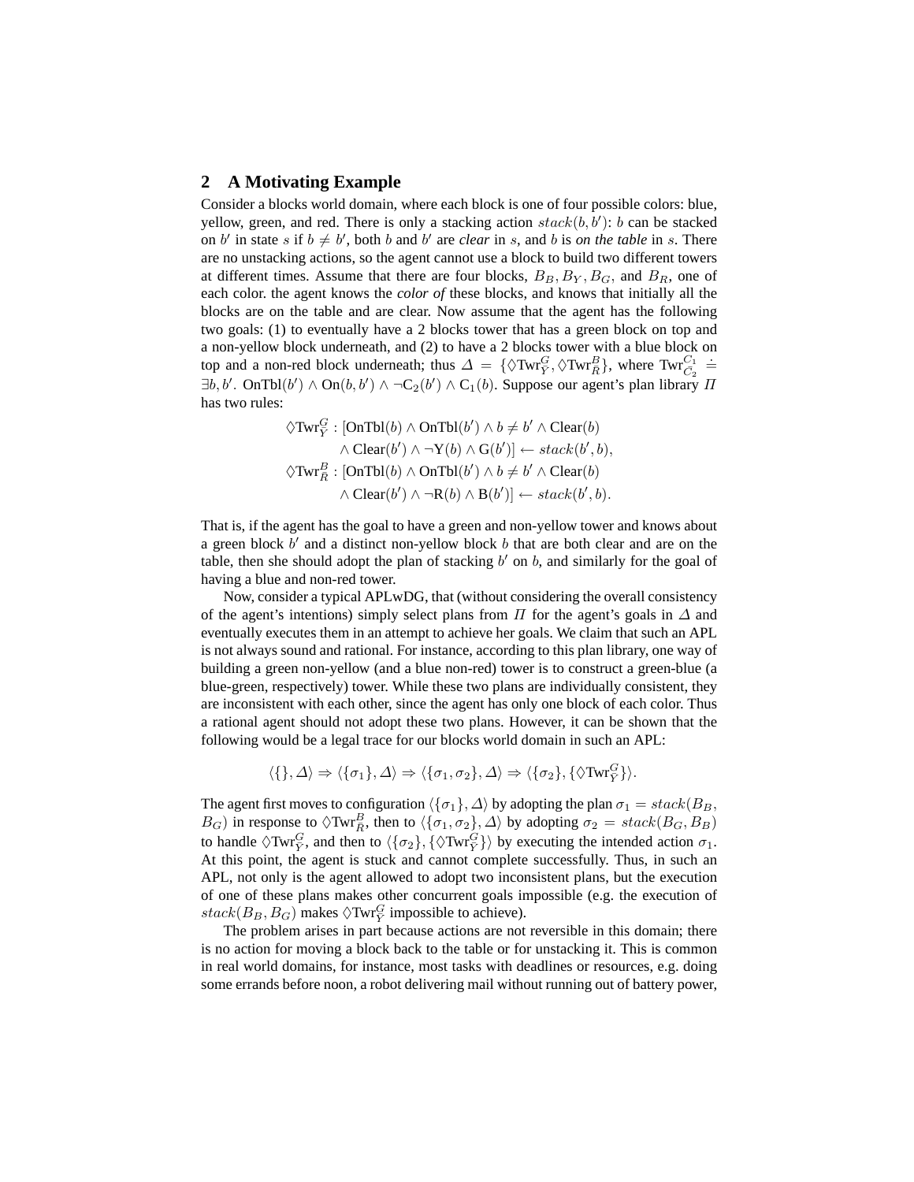## 2 A Motivating Example

Consider a blocks world domain, where each block is one of four possible colors: blue, yellow, green, and red. There is only a stacking action $stack(b, b')$: $b$ can be stacked on $b'$ in state $s$ if $b \neq b'$, both $b$ and $b'$ are *clear* in $s$, and $b$ is *on the table* in $s$. There are no unstacking actions, so the agent cannot use a block to build two different towers at different times. Assume that there are four blocks, $B_B, B_Y, B_G$, and $B_R$, one of each color. the agent knows the *color of* these blocks, and knows that initially all the blocks are on the table and are clear. Now assume that the agent has the following two goals: (1) to eventually have a 2 blocks tower that has a green block on top and a non-yellow block underneath, and (2) to have a 2 blocks tower with a blue block on top and a non-red block underneath; thus $\Delta = \{\Diamond\mathrm{Twr}^{G}_{\bar{Y}}, \Diamond\mathrm{Twr}^{B}_{\bar{R}}\}$, where $\mathrm{Twr}^{C_1}_{\bar{C}_2} \doteq \exists b, b'.\ \mathrm{OnTbl}(b') \wedge \mathrm{On}(b, b') \wedge \neg\mathrm{C}_2(b') \wedge \mathrm{C}_1(b)$. Suppose our agent's plan library $\Pi$ has two rules:

$$\begin{aligned}
\Diamond\mathrm{Twr}^{G}_{\bar{Y}} : [&\mathrm{OnTbl}(b) \wedge \mathrm{OnTbl}(b') \wedge b \neq b' \wedge \mathrm{Clear}(b) \\
&\wedge \mathrm{Clear}(b') \wedge \neg\mathrm{Y}(b) \wedge \mathrm{G}(b')] \leftarrow stack(b', b), \\
\Diamond\mathrm{Twr}^{B}_{\bar{R}} : [&\mathrm{OnTbl}(b) \wedge \mathrm{OnTbl}(b') \wedge b \neq b' \wedge \mathrm{Clear}(b) \\
&\wedge \mathrm{Clear}(b') \wedge \neg\mathrm{R}(b) \wedge \mathrm{B}(b')] \leftarrow stack(b', b).
\end{aligned}$$

That is, if the agent has the goal to have a green and non-yellow tower and knows about a green block $b'$ and a distinct non-yellow block $b$ that are both clear and are on the table, then she should adopt the plan of stacking $b'$ on $b$, and similarly for the goal of having a blue and non-red tower.

Now, consider a typical APLwDG, that (without considering the overall consistency of the agent's intentions) simply select plans from $\Pi$ for the agent's goals in $\Delta$ and eventually executes them in an attempt to achieve her goals. We claim that such an APL is not always sound and rational. For instance, according to this plan library, one way of building a green non-yellow (and a blue non-red) tower is to construct a green-blue (a blue-green, respectively) tower. While these two plans are individually consistent, they are inconsistent with each other, since the agent has only one block of each color. Thus a rational agent should not adopt these two plans. However, it can be shown that the following would be a legal trace for our blocks world domain in such an APL:

$$\langle\{\}, \Delta\rangle \Rightarrow \langle\{\sigma_1\}, \Delta\rangle \Rightarrow \langle\{\sigma_1, \sigma_2\}, \Delta\rangle \Rightarrow \langle\{\sigma_2\}, \{\Diamond\mathrm{Twr}^{G}_{\bar{Y}}\}\rangle.$$

The agent first moves to configuration $\langle\{\sigma_1\}, \Delta\rangle$ by adopting the plan $\sigma_1 = stack(B_B, B_G)$ in response to $\Diamond\mathrm{Twr}^{B}_{\bar{R}}$, then to $\langle\{\sigma_1, \sigma_2\}, \Delta\rangle$ by adopting $\sigma_2 = stack(B_G, B_B)$ to handle $\Diamond\mathrm{Twr}^{G}_{\bar{Y}}$, and then to $\langle\{\sigma_2\}, \{\Diamond\mathrm{Twr}^{G}_{\bar{Y}}\}\rangle$ by executing the intended action $\sigma_1$. At this point, the agent is stuck and cannot complete successfully. Thus, in such an APL, not only is the agent allowed to adopt two inconsistent plans, but the execution of one of these plans makes other concurrent goals impossible (e.g. the execution of $stack(B_B, B_G)$ makes $\Diamond\mathrm{Twr}^{G}_{\bar{Y}}$ impossible to achieve).

The problem arises in part because actions are not reversible in this domain; there is no action for moving a block back to the table or for unstacking it. This is common in real world domains, for instance, most tasks with deadlines or resources, e.g. doing some errands before noon, a robot delivering mail without running out of battery power,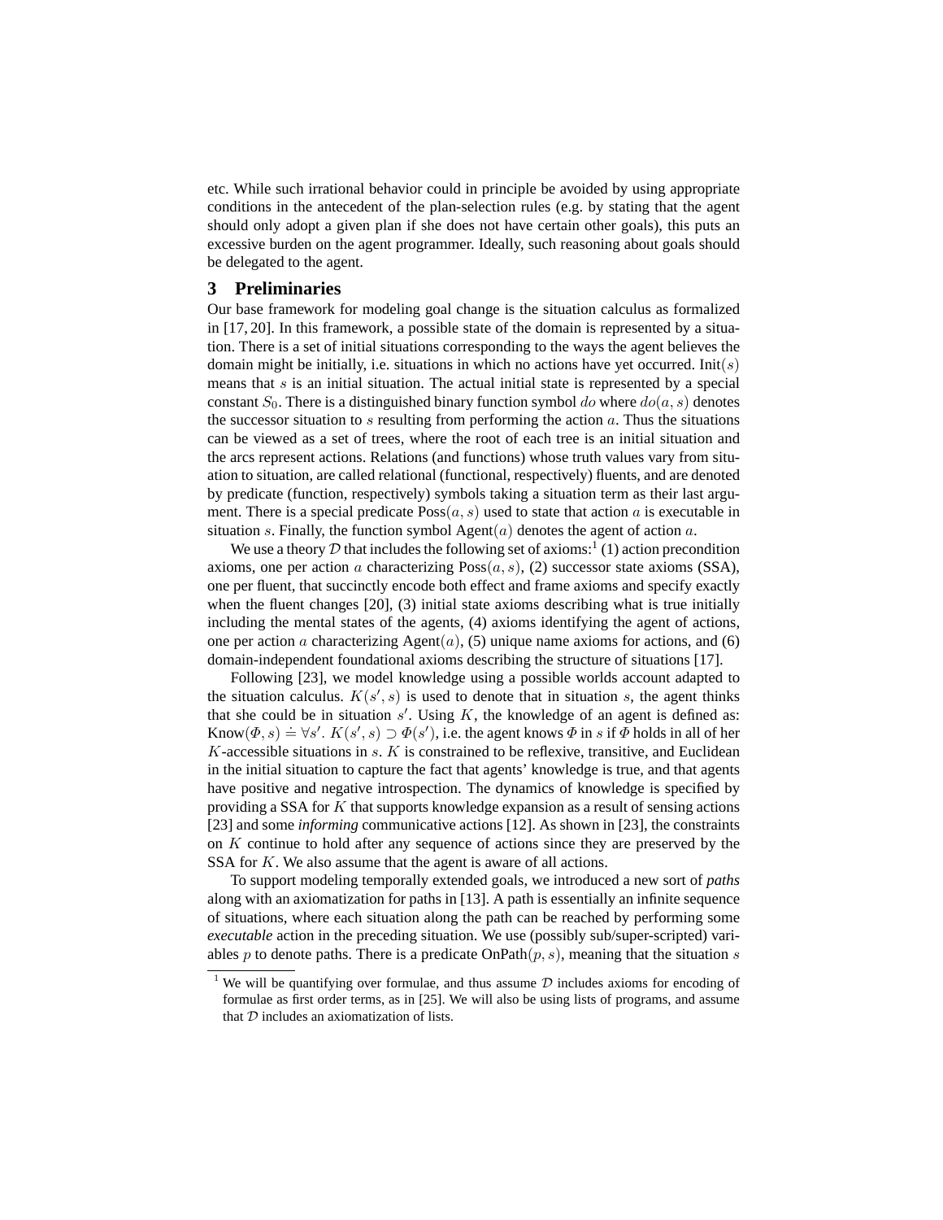etc. While such irrational behavior could in principle be avoided by using appropriate conditions in the antecedent of the plan-selection rules (e.g. by stating that the agent should only adopt a given plan if she does not have certain other goals), this puts an excessive burden on the agent programmer. Ideally, such reasoning about goals should be delegated to the agent.

## 3 Preliminaries

Our base framework for modeling goal change is the situation calculus as formalized in [17, 20]. In this framework, a possible state of the domain is represented by a situation. There is a set of initial situations corresponding to the ways the agent believes the domain might be initially, i.e. situations in which no actions have yet occurred. $\text{Init}(s)$ means that $s$ is an initial situation. The actual initial state is represented by a special constant $S_0$. There is a distinguished binary function symbol $do$ where $do(a, s)$ denotes the successor situation to $s$ resulting from performing the action $a$. Thus the situations can be viewed as a set of trees, where the root of each tree is an initial situation and the arcs represent actions. Relations (and functions) whose truth values vary from situation to situation, are called relational (functional, respectively) fluents, and are denoted by predicate (function, respectively) symbols taking a situation term as their last argument. There is a special predicate $\text{Poss}(a, s)$ used to state that action $a$ is executable in situation $s$. Finally, the function symbol $\text{Agent}(a)$ denotes the agent of action $a$.

We use a theory $\mathcal{D}$ that includes the following set of axioms:[1] (1) action precondition axioms, one per action $a$ characterizing $\text{Poss}(a, s)$, (2) successor state axioms (SSA), one per fluent, that succinctly encode both effect and frame axioms and specify exactly when the fluent changes [20], (3) initial state axioms describing what is true initially including the mental states of the agents, (4) axioms identifying the agent of actions, one per action $a$ characterizing $\text{Agent}(a)$, (5) unique name axioms for actions, and (6) domain-independent foundational axioms describing the structure of situations [17].

Following [23], we model knowledge using a possible worlds account adapted to the situation calculus. $K(s', s)$ is used to denote that in situation $s$, the agent thinks that she could be in situation $s'$. Using $K$, the knowledge of an agent is defined as: $\text{Know}(\Phi, s) \doteq \forall s'.\ K(s', s) \supset \Phi(s')$, i.e. the agent knows $\Phi$ in $s$ if $\Phi$ holds in all of her $K$-accessible situations in $s$. $K$ is constrained to be reflexive, transitive, and Euclidean in the initial situation to capture the fact that agents' knowledge is true, and that agents have positive and negative introspection. The dynamics of knowledge is specified by providing a SSA for $K$ that supports knowledge expansion as a result of sensing actions [23] and some *informing* communicative actions [12]. As shown in [23], the constraints on $K$ continue to hold after any sequence of actions since they are preserved by the SSA for $K$. We also assume that the agent is aware of all actions.

To support modeling temporally extended goals, we introduced a new sort of *paths* along with an axiomatization for paths in [13]. A path is essentially an infinite sequence of situations, where each situation along the path can be reached by performing some *executable* action in the preceding situation. We use (possibly sub/super-scripted) variables $p$ to denote paths. There is a predicate $\text{OnPath}(p, s)$, meaning that the situation $s$

[1] We will be quantifying over formulae, and thus assume $\mathcal{D}$ includes axioms for encoding of formulae as first order terms, as in [25]. We will also be using lists of programs, and assume that $\mathcal{D}$ includes an axiomatization of lists.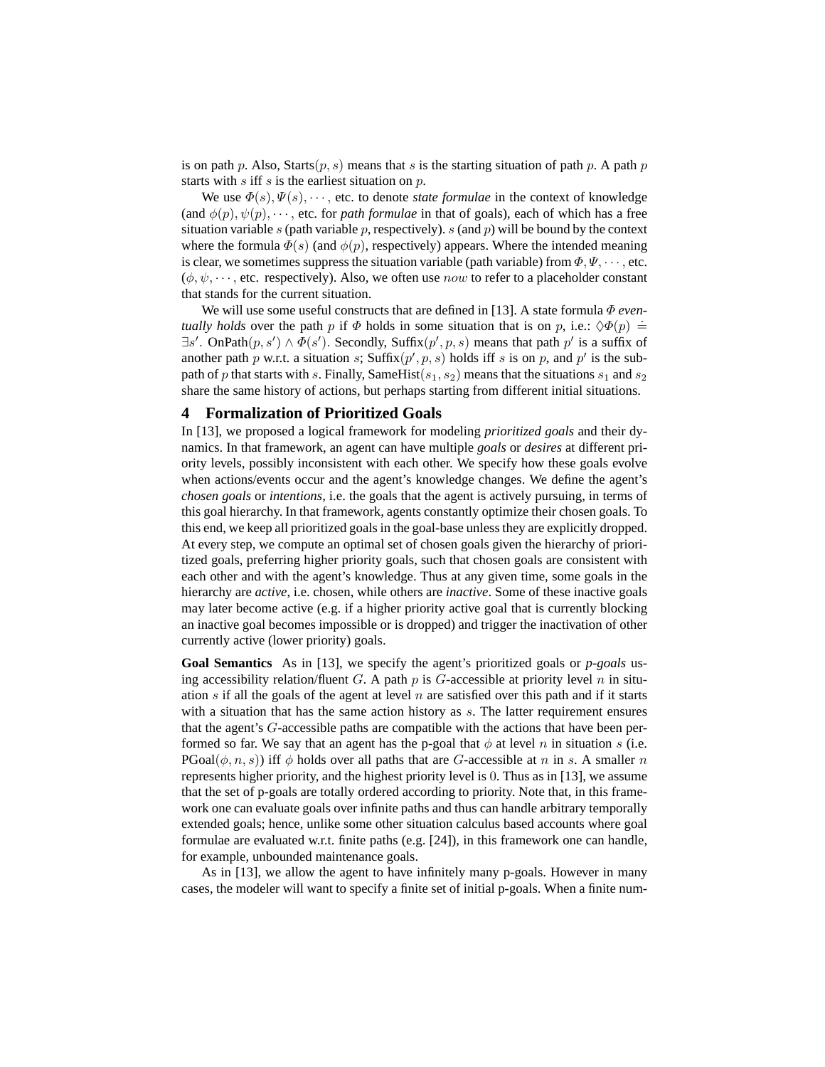is on path $p$. Also, $\text{Starts}(p, s)$ means that $s$ is the starting situation of path $p$. A path $p$ starts with $s$ iff $s$ is the earliest situation on $p$.

We use $\Phi(s), \Psi(s), \cdots$, etc. to denote *state formulae* in the context of knowledge (and $\phi(p), \psi(p), \cdots$, etc. for *path formulae* in that of goals), each of which has a free situation variable $s$ (path variable $p$, respectively). $s$ (and $p$) will be bound by the context where the formula $\Phi(s)$ (and $\phi(p)$, respectively) appears. Where the intended meaning is clear, we sometimes suppress the situation variable (path variable) from $\Phi, \Psi, \cdots$, etc. ($\phi, \psi, \cdots$, etc. respectively). Also, we often use $now$ to refer to a placeholder constant that stands for the current situation.

We will use some useful constructs that are defined in [13]. A state formula $\Phi$ *eventually holds* over the path $p$ if $\Phi$ holds in some situation that is on $p$, i.e.: $\Diamond\Phi(p) \doteq \exists s'.\ \text{OnPath}(p, s') \wedge \Phi(s')$. Secondly, $\text{Suffix}(p', p, s)$ means that path $p'$ is a suffix of another path $p$ w.r.t. a situation $s$; $\text{Suffix}(p', p, s)$ holds iff $s$ is on $p$, and $p'$ is the subpath of $p$ that starts with $s$. Finally, $\text{SameHist}(s_1, s_2)$ means that the situations $s_1$ and $s_2$ share the same history of actions, but perhaps starting from different initial situations.

## 4 Formalization of Prioritized Goals

In [13], we proposed a logical framework for modeling *prioritized goals* and their dynamics. In that framework, an agent can have multiple *goals* or *desires* at different priority levels, possibly inconsistent with each other. We specify how these goals evolve when actions/events occur and the agent's knowledge changes. We define the agent's *chosen goals* or *intentions*, i.e. the goals that the agent is actively pursuing, in terms of this goal hierarchy. In that framework, agents constantly optimize their chosen goals. To this end, we keep all prioritized goals in the goal-base unless they are explicitly dropped. At every step, we compute an optimal set of chosen goals given the hierarchy of prioritized goals, preferring higher priority goals, such that chosen goals are consistent with each other and with the agent's knowledge. Thus at any given time, some goals in the hierarchy are *active*, i.e. chosen, while others are *inactive*. Some of these inactive goals may later become active (e.g. if a higher priority active goal that is currently blocking an inactive goal becomes impossible or is dropped) and trigger the inactivation of other currently active (lower priority) goals.

**Goal Semantics** As in [13], we specify the agent's prioritized goals or *p-goals* using accessibility relation/fluent $G$. A path $p$ is $G$-accessible at priority level $n$ in situation $s$ if all the goals of the agent at level $n$ are satisfied over this path and if it starts with a situation that has the same action history as $s$. The latter requirement ensures that the agent's $G$-accessible paths are compatible with the actions that have been performed so far. We say that an agent has the p-goal that $\phi$ at level $n$ in situation $s$ (i.e. $\text{PGoal}(\phi, n, s)$) iff $\phi$ holds over all paths that are $G$-accessible at $n$ in $s$. A smaller $n$ represents higher priority, and the highest priority level is $0$. Thus as in [13], we assume that the set of p-goals are totally ordered according to priority. Note that, in this framework one can evaluate goals over infinite paths and thus can handle arbitrary temporally extended goals; hence, unlike some other situation calculus based accounts where goal formulae are evaluated w.r.t. finite paths (e.g. [24]), in this framework one can handle, for example, unbounded maintenance goals.

As in [13], we allow the agent to have infinitely many p-goals. However in many cases, the modeler will want to specify a finite set of initial p-goals. When a finite num-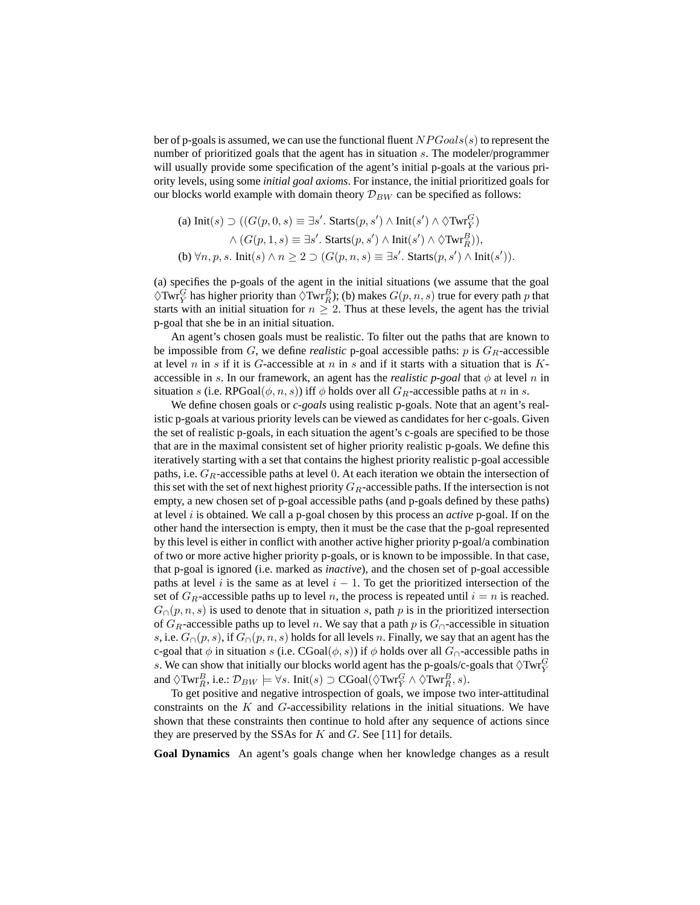ber of p-goals is assumed, we can use the functional fluent $NPGoals(s)$ to represent the number of prioritized goals that the agent has in situation $s$. The modeler/programmer will usually provide some specification of the agent's initial p-goals at the various priority levels, using some *initial goal axioms*. For instance, the initial prioritized goals for our blocks world example with domain theory $\mathcal{D}_{BW}$ can be specified as follows:

$$
\begin{aligned}
&\text{(a) } \text{Init}(s) \supset ((G(p, 0, s) \equiv \exists s'.\ \text{Starts}(p, s') \land \text{Init}(s') \land \Diamond\text{Twr}_Y^G) \\
&\qquad\qquad \land (G(p, 1, s) \equiv \exists s'.\ \text{Starts}(p, s') \land \text{Init}(s') \land \Diamond\text{Twr}_R^B)), \\
&\text{(b) } \forall n, p, s.\ \text{Init}(s) \land n \geq 2 \supset (G(p, n, s) \equiv \exists s'.\ \text{Starts}(p, s') \land \text{Init}(s')).
\end{aligned}
$$

(a) specifies the p-goals of the agent in the initial situations (we assume that the goal $\Diamond\text{Twr}_Y^G$ has higher priority than $\Diamond\text{Twr}_R^B$); (b) makes $G(p, n, s)$ true for every path $p$ that starts with an initial situation for $n \geq 2$. Thus at these levels, the agent has the trivial p-goal that she be in an initial situation.

An agent's chosen goals must be realistic. To filter out the paths that are known to be impossible from $G$, we define *realistic* p-goal accessible paths: $p$ is $G_R$-accessible at level $n$ in $s$ if it is $G$-accessible at $n$ in $s$ and if it starts with a situation that is $K$-accessible in $s$. In our framework, an agent has the *realistic p-goal* that $\phi$ at level $n$ in situation $s$ (i.e. $\text{RPGoal}(\phi, n, s)$) iff $\phi$ holds over all $G_R$-accessible paths at $n$ in $s$.

We define chosen goals or *c-goals* using realistic p-goals. Note that an agent's realistic p-goals at various priority levels can be viewed as candidates for her c-goals. Given the set of realistic p-goals, in each situation the agent's c-goals are specified to be those that are in the maximal consistent set of higher priority realistic p-goals. We define this iteratively starting with a set that contains the highest priority realistic p-goal accessible paths, i.e. $G_R$-accessible paths at level $0$. At each iteration we obtain the intersection of this set with the set of next highest priority $G_R$-accessible paths. If the intersection is not empty, a new chosen set of p-goal accessible paths (and p-goals defined by these paths) at level $i$ is obtained. We call a p-goal chosen by this process an *active* p-goal. If on the other hand the intersection is empty, then it must be the case that the p-goal represented by this level is either in conflict with another active higher priority p-goal/a combination of two or more active higher priority p-goals, or is known to be impossible. In that case, that p-goal is ignored (i.e. marked as *inactive*), and the chosen set of p-goal accessible paths at level $i$ is the same as at level $i - 1$. To get the prioritized intersection of the set of $G_R$-accessible paths up to level $n$, the process is repeated until $i = n$ is reached. $G_\cap(p, n, s)$ is used to denote that in situation $s$, path $p$ is in the prioritized intersection of $G_R$-accessible paths up to level $n$. We say that a path $p$ is $G_\cap$-accessible in situation $s$, i.e. $G_\cap(p, s)$, if $G_\cap(p, n, s)$ holds for all levels $n$. Finally, we say that an agent has the c-goal that $\phi$ in situation $s$ (i.e. $\text{CGoal}(\phi, s)$) if $\phi$ holds over all $G_\cap$-accessible paths in $s$. We can show that initially our blocks world agent has the p-goals/c-goals that $\Diamond\text{Twr}_Y^G$ and $\Diamond\text{Twr}_R^B$, i.e.: $\mathcal{D}_{BW} \models \forall s.\ \text{Init}(s) \supset \text{CGoal}(\Diamond\text{Twr}_Y^G \land \Diamond\text{Twr}_R^B, s)$.

To get positive and negative introspection of goals, we impose two inter-attitudinal constraints on the $K$ and $G$-accessibility relations in the initial situations. We have shown that these constraints then continue to hold after any sequence of actions since they are preserved by the SSAs for $K$ and $G$. See [11] for details.

**Goal Dynamics** An agent's goals change when her knowledge changes as a result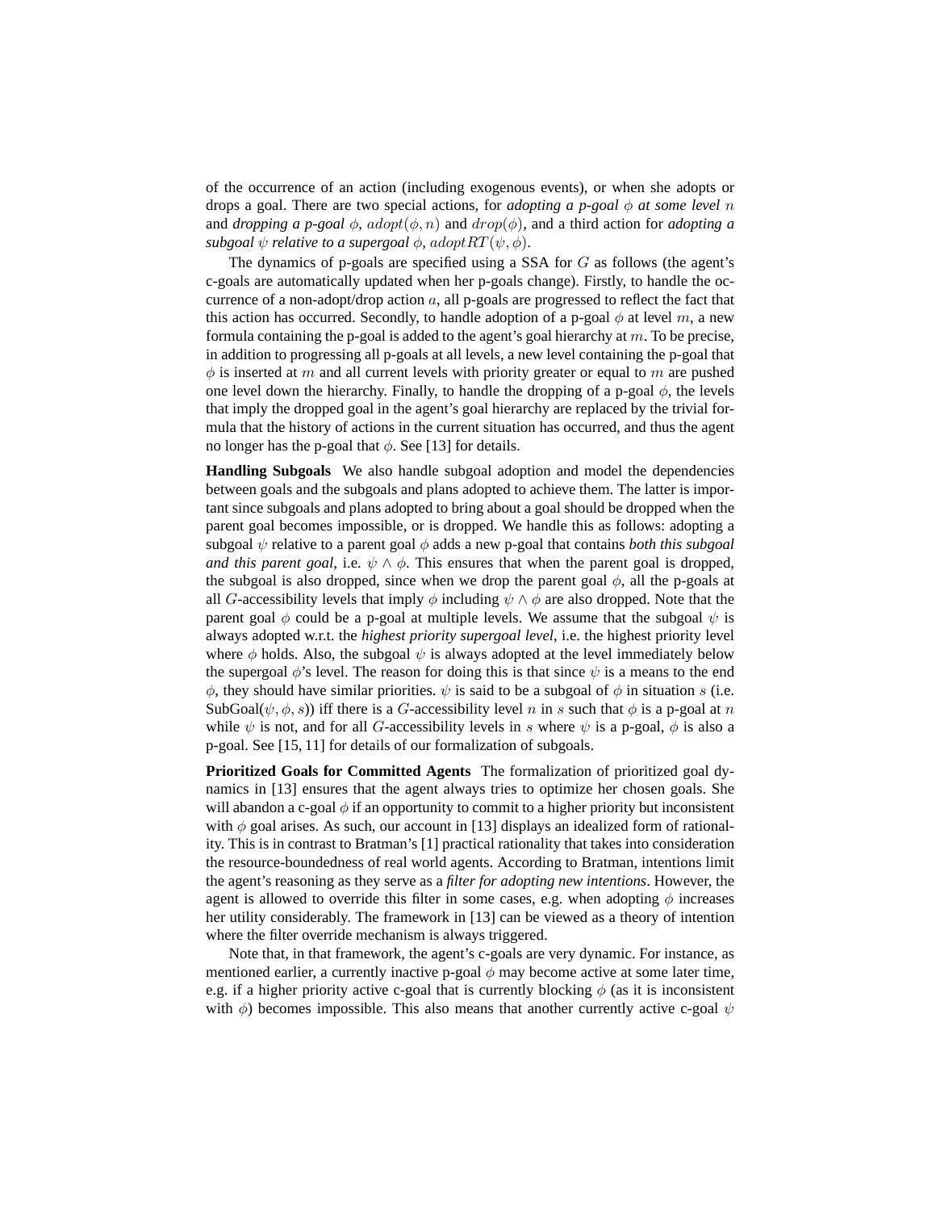of the occurrence of an action (including exogenous events), or when she adopts or drops a goal. There are two special actions, for *adopting a p-goal* $\phi$ *at some level* $n$ and *dropping a p-goal* $\phi$, $adopt(\phi, n)$ and $drop(\phi)$, and a third action for *adopting a subgoal* $\psi$ *relative to a supergoal* $\phi$, $adoptRT(\psi, \phi)$.

The dynamics of p-goals are specified using a SSA for $G$ as follows (the agent's c-goals are automatically updated when her p-goals change). Firstly, to handle the occurrence of a non-adopt/drop action $a$, all p-goals are progressed to reflect the fact that this action has occurred. Secondly, to handle adoption of a p-goal $\phi$ at level $m$, a new formula containing the p-goal is added to the agent's goal hierarchy at $m$. To be precise, in addition to progressing all p-goals at all levels, a new level containing the p-goal that $\phi$ is inserted at $m$ and all current levels with priority greater or equal to $m$ are pushed one level down the hierarchy. Finally, to handle the dropping of a p-goal $\phi$, the levels that imply the dropped goal in the agent's goal hierarchy are replaced by the trivial formula that the history of actions in the current situation has occurred, and thus the agent no longer has the p-goal that $\phi$. See [13] for details.

**Handling Subgoals** We also handle subgoal adoption and model the dependencies between goals and the subgoals and plans adopted to achieve them. The latter is important since subgoals and plans adopted to bring about a goal should be dropped when the parent goal becomes impossible, or is dropped. We handle this as follows: adopting a subgoal $\psi$ relative to a parent goal $\phi$ adds a new p-goal that contains *both this subgoal and this parent goal*, i.e. $\psi \wedge \phi$. This ensures that when the parent goal is dropped, the subgoal is also dropped, since when we drop the parent goal $\phi$, all the p-goals at all $G$-accessibility levels that imply $\phi$ including $\psi \wedge \phi$ are also dropped. Note that the parent goal $\phi$ could be a p-goal at multiple levels. We assume that the subgoal $\psi$ is always adopted w.r.t. the *highest priority supergoal level*, i.e. the highest priority level where $\phi$ holds. Also, the subgoal $\psi$ is always adopted at the level immediately below the supergoal $\phi$'s level. The reason for doing this is that since $\psi$ is a means to the end $\phi$, they should have similar priorities. $\psi$ is said to be a subgoal of $\phi$ in situation $s$ (i.e. SubGoal($\psi, \phi, s$)) iff there is a $G$-accessibility level $n$ in $s$ such that $\phi$ is a p-goal at $n$ while $\psi$ is not, and for all $G$-accessibility levels in $s$ where $\psi$ is a p-goal, $\phi$ is also a p-goal. See [15, 11] for details of our formalization of subgoals.

**Prioritized Goals for Committed Agents** The formalization of prioritized goal dynamics in [13] ensures that the agent always tries to optimize her chosen goals. She will abandon a c-goal $\phi$ if an opportunity to commit to a higher priority but inconsistent with $\phi$ goal arises. As such, our account in [13] displays an idealized form of rationality. This is in contrast to Bratman's [1] practical rationality that takes into consideration the resource-boundedness of real world agents. According to Bratman, intentions limit the agent's reasoning as they serve as a *filter for adopting new intentions*. However, the agent is allowed to override this filter in some cases, e.g. when adopting $\phi$ increases her utility considerably. The framework in [13] can be viewed as a theory of intention where the filter override mechanism is always triggered.

Note that, in that framework, the agent's c-goals are very dynamic. For instance, as mentioned earlier, a currently inactive p-goal $\phi$ may become active at some later time, e.g. if a higher priority active c-goal that is currently blocking $\phi$ (as it is inconsistent with $\phi$) becomes impossible. This also means that another currently active c-goal $\psi$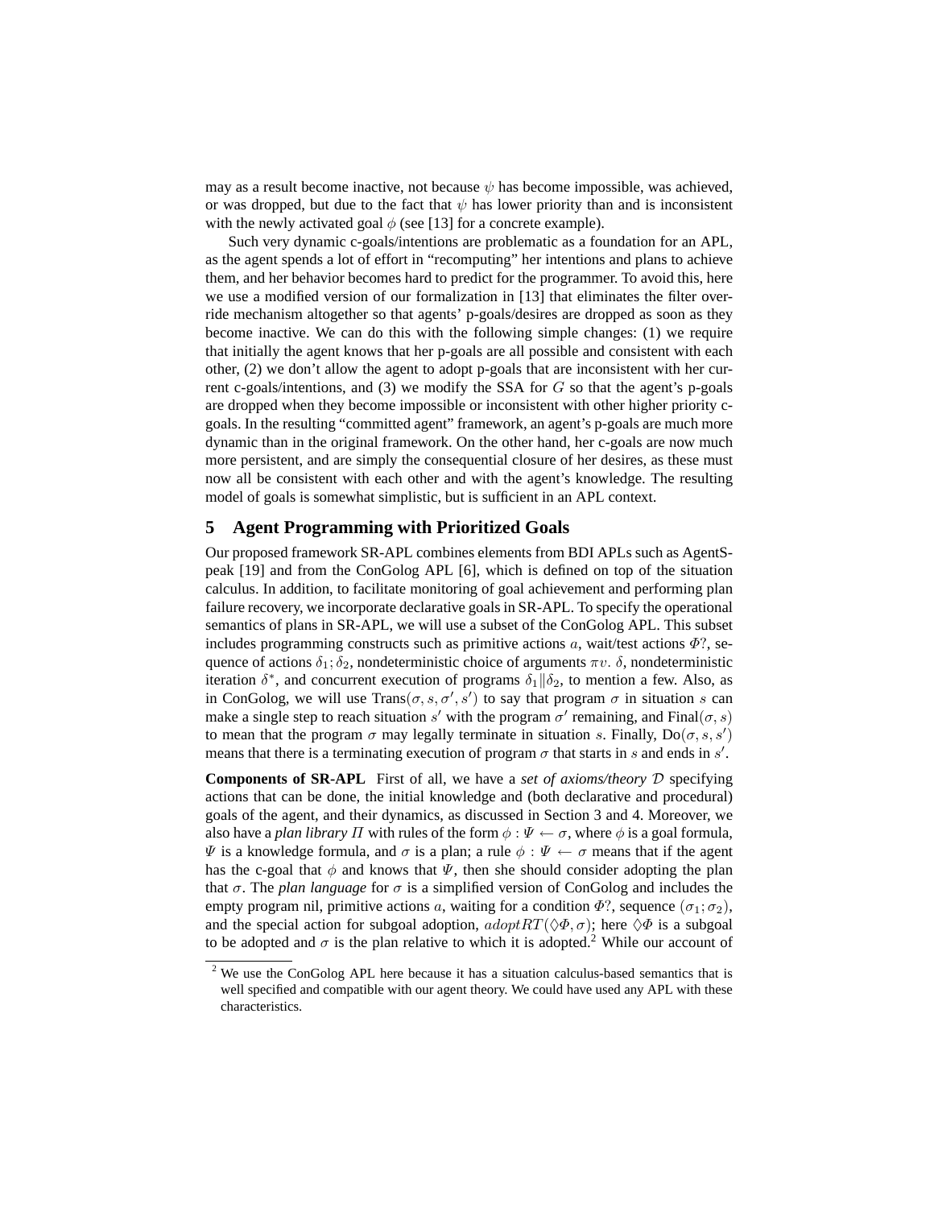may as a result become inactive, not because $\psi$ has become impossible, was achieved, or was dropped, but due to the fact that $\psi$ has lower priority than and is inconsistent with the newly activated goal $\phi$ (see [13] for a concrete example).

Such very dynamic c-goals/intentions are problematic as a foundation for an APL, as the agent spends a lot of effort in "recomputing" her intentions and plans to achieve them, and her behavior becomes hard to predict for the programmer. To avoid this, here we use a modified version of our formalization in [13] that eliminates the filter override mechanism altogether so that agents' p-goals/desires are dropped as soon as they become inactive. We can do this with the following simple changes: (1) we require that initially the agent knows that her p-goals are all possible and consistent with each other, (2) we don't allow the agent to adopt p-goals that are inconsistent with her current c-goals/intentions, and (3) we modify the SSA for $G$ so that the agent's p-goals are dropped when they become impossible or inconsistent with other higher priority c-goals. In the resulting "committed agent" framework, an agent's p-goals are much more dynamic than in the original framework. On the other hand, her c-goals are now much more persistent, and are simply the consequential closure of her desires, as these must now all be consistent with each other and with the agent's knowledge. The resulting model of goals is somewhat simplistic, but is sufficient in an APL context.

## 5 Agent Programming with Prioritized Goals

Our proposed framework SR-APL combines elements from BDI APLs such as AgentSpeak [19] and from the ConGolog APL [6], which is defined on top of the situation calculus. In addition, to facilitate monitoring of goal achievement and performing plan failure recovery, we incorporate declarative goals in SR-APL. To specify the operational semantics of plans in SR-APL, we will use a subset of the ConGolog APL. This subset includes programming constructs such as primitive actions $a$, wait/test actions $\Phi?$, sequence of actions $\delta_1; \delta_2$, nondeterministic choice of arguments $\pi v.\ \delta$, nondeterministic iteration $\delta^*$, and concurrent execution of programs $\delta_1 \| \delta_2$, to mention a few. Also, as in ConGolog, we will use $\mathrm{Trans}(\sigma, s, \sigma', s')$ to say that program $\sigma$ in situation $s$ can make a single step to reach situation $s'$ with the program $\sigma'$ remaining, and $\mathrm{Final}(\sigma, s)$ to mean that the program $\sigma$ may legally terminate in situation $s$. Finally, $\mathrm{Do}(\sigma, s, s')$ means that there is a terminating execution of program $\sigma$ that starts in $s$ and ends in $s'$.

**Components of SR-APL** First of all, we have a *set of axioms/theory* $\mathcal{D}$ specifying actions that can be done, the initial knowledge and (both declarative and procedural) goals of the agent, and their dynamics, as discussed in Section 3 and 4. Moreover, we also have a *plan library* $\Pi$ with rules of the form $\phi : \Psi \leftarrow \sigma$, where $\phi$ is a goal formula, $\Psi$ is a knowledge formula, and $\sigma$ is a plan; a rule $\phi : \Psi \leftarrow \sigma$ means that if the agent has the c-goal that $\phi$ and knows that $\Psi$, then she should consider adopting the plan that $\sigma$. The *plan language* for $\sigma$ is a simplified version of ConGolog and includes the empty program nil, primitive actions $a$, waiting for a condition $\Phi?$, sequence $(\sigma_1; \sigma_2)$, and the special action for subgoal adoption, $adoptRT(\Diamond\Phi, \sigma)$; here $\Diamond\Phi$ is a subgoal to be adopted and $\sigma$ is the plan relative to which it is adopted.[2] While our account of

[2] We use the ConGolog APL here because it has a situation calculus-based semantics that is well specified and compatible with our agent theory. We could have used any APL with these characteristics.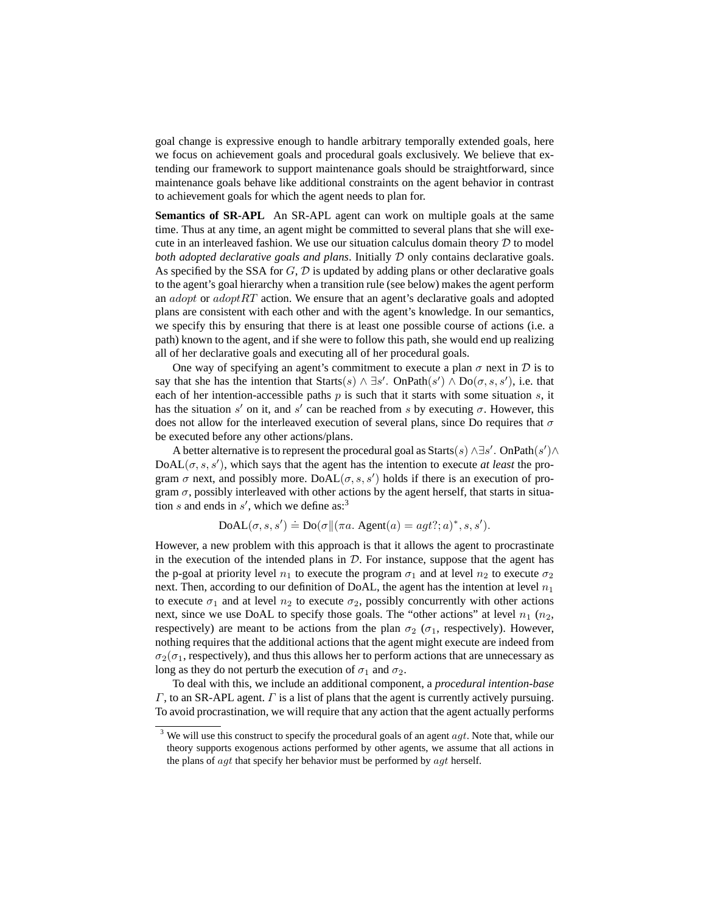goal change is expressive enough to handle arbitrary temporally extended goals, here we focus on achievement goals and procedural goals exclusively. We believe that extending our framework to support maintenance goals should be straightforward, since maintenance goals behave like additional constraints on the agent behavior in contrast to achievement goals for which the agent needs to plan for.

**Semantics of SR-APL** An SR-APL agent can work on multiple goals at the same time. Thus at any time, an agent might be committed to several plans that she will execute in an interleaved fashion. We use our situation calculus domain theory $\mathcal{D}$ to model *both adopted declarative goals and plans*. Initially $\mathcal{D}$ only contains declarative goals. As specified by the SSA for $G$, $\mathcal{D}$ is updated by adding plans or other declarative goals to the agent's goal hierarchy when a transition rule (see below) makes the agent perform an $adopt$ or $adoptRT$ action. We ensure that an agent's declarative goals and adopted plans are consistent with each other and with the agent's knowledge. In our semantics, we specify this by ensuring that there is at least one possible course of actions (i.e. a path) known to the agent, and if she were to follow this path, she would end up realizing all of her declarative goals and executing all of her procedural goals.

One way of specifying an agent's commitment to execute a plan $\sigma$ next in $\mathcal{D}$ is to say that she has the intention that $\text{Starts}(s) \wedge \exists s'.\ \text{OnPath}(s') \wedge \text{Do}(\sigma, s, s')$, i.e. that each of her intention-accessible paths $p$ is such that it starts with some situation $s$, it has the situation $s'$ on it, and $s'$ can be reached from $s$ by executing $\sigma$. However, this does not allow for the interleaved execution of several plans, since Do requires that $\sigma$ be executed before any other actions/plans.

A better alternative is to represent the procedural goal as $\text{Starts}(s) \wedge \exists s'.\ \text{OnPath}(s') \wedge \text{DoAL}(\sigma, s, s')$, which says that the agent has the intention to execute *at least* the program $\sigma$ next, and possibly more. $\text{DoAL}(\sigma, s, s')$ holds if there is an execution of program $\sigma$, possibly interleaved with other actions by the agent herself, that starts in situation $s$ and ends in $s'$, which we define as:[3]

$$\text{DoAL}(\sigma, s, s') \doteq \text{Do}(\sigma \| (\pi a.\ \text{Agent}(a) = agt?; a)^*, s, s').$$

However, a new problem with this approach is that it allows the agent to procrastinate in the execution of the intended plans in $\mathcal{D}$. For instance, suppose that the agent has the p-goal at priority level $n_1$ to execute the program $\sigma_1$ and at level $n_2$ to execute $\sigma_2$ next. Then, according to our definition of DoAL, the agent has the intention at level $n_1$ to execute $\sigma_1$ and at level $n_2$ to execute $\sigma_2$, possibly concurrently with other actions next, since we use DoAL to specify those goals. The "other actions" at level $n_1$ ($n_2$, respectively) are meant to be actions from the plan $\sigma_2$ ($\sigma_1$, respectively). However, nothing requires that the additional actions that the agent might execute are indeed from $\sigma_2$($\sigma_1$, respectively), and thus this allows her to perform actions that are unnecessary as long as they do not perturb the execution of $\sigma_1$ and $\sigma_2$.

To deal with this, we include an additional component, a *procedural intention-base* $\Gamma$, to an SR-APL agent. $\Gamma$ is a list of plans that the agent is currently actively pursuing. To avoid procrastination, we will require that any action that the agent actually performs

[3] We will use this construct to specify the procedural goals of an agent $agt$. Note that, while our theory supports exogenous actions performed by other agents, we assume that all actions in the plans of $agt$ that specify her behavior must be performed by $agt$ herself.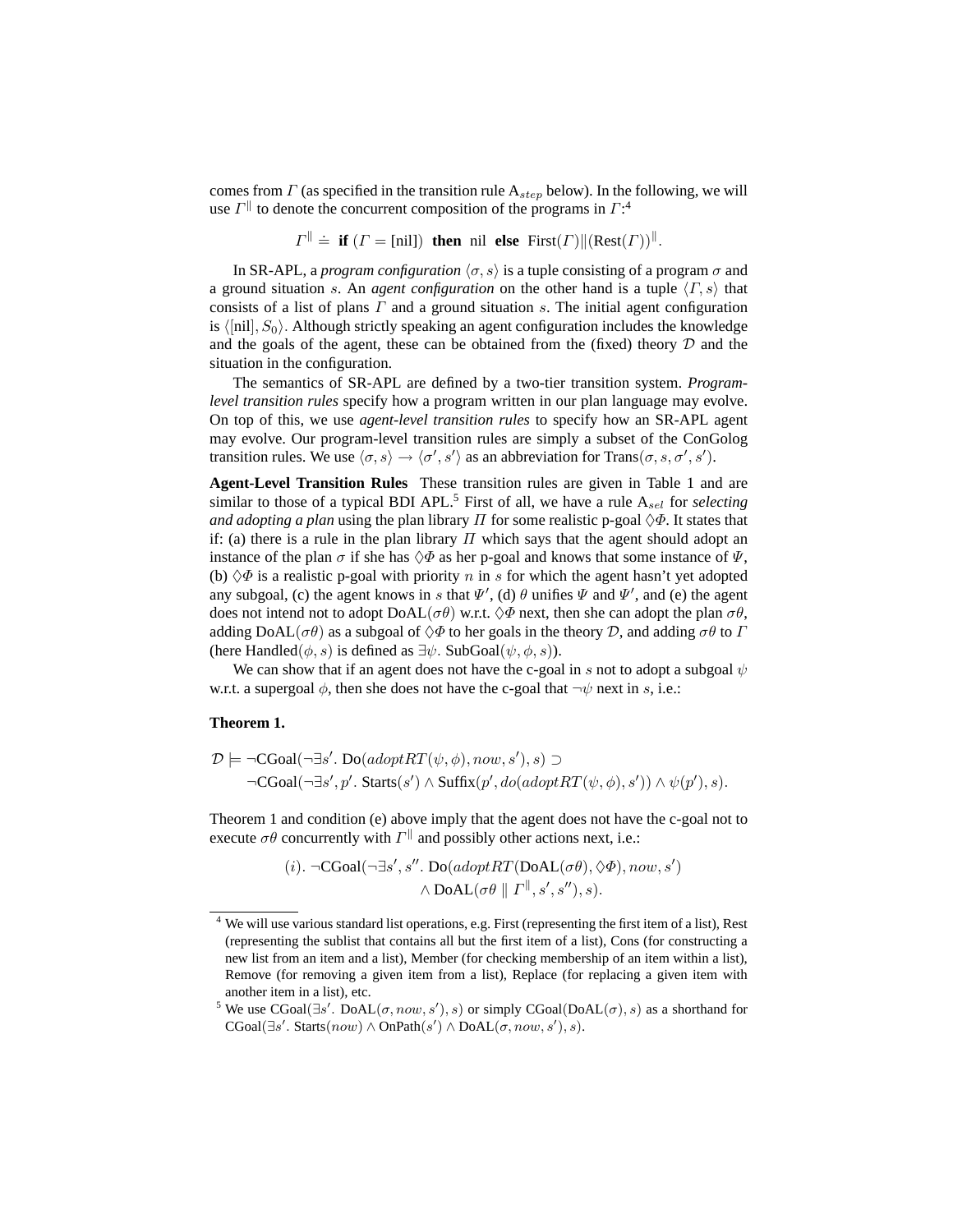comes from $\Gamma$ (as specified in the transition rule $\mathrm{A}_{step}$ below). In the following, we will use $\Gamma^{\|}$ to denote the concurrent composition of the programs in $\Gamma$:[4]

$$\Gamma^{\|} \doteq \textbf{ if } (\Gamma = [\text{nil}]) \textbf{ then } \text{nil} \textbf{ else } \text{First}(\Gamma) \| (\text{Rest}(\Gamma))^{\|}.$$

In SR-APL, a *program configuration* $\langle \sigma, s \rangle$ is a tuple consisting of a program $\sigma$ and a ground situation $s$. An *agent configuration* on the other hand is a tuple $\langle \Gamma, s \rangle$ that consists of a list of plans $\Gamma$ and a ground situation $s$. The initial agent configuration is $\langle [\text{nil}], S_0 \rangle$. Although strictly speaking an agent configuration includes the knowledge and the goals of the agent, these can be obtained from the (fixed) theory $\mathcal{D}$ and the situation in the configuration.

The semantics of SR-APL are defined by a two-tier transition system. *Program-level transition rules* specify how a program written in our plan language may evolve. On top of this, we use *agent-level transition rules* to specify how an SR-APL agent may evolve. Our program-level transition rules are simply a subset of the ConGolog transition rules. We use $\langle \sigma, s \rangle \rightarrow \langle \sigma', s' \rangle$ as an abbreviation for $\text{Trans}(\sigma, s, \sigma', s')$.

**Agent-Level Transition Rules** These transition rules are given in Table 1 and are similar to those of a typical BDI APL.[5] First of all, we have a rule $\mathrm{A}_{sel}$ for *selecting and adopting a plan* using the plan library $\Pi$ for some realistic p-goal $\Diamond\Phi$. It states that if: (a) there is a rule in the plan library $\Pi$ which says that the agent should adopt an instance of the plan $\sigma$ if she has $\Diamond\Phi$ as her p-goal and knows that some instance of $\Psi$, (b) $\Diamond\Phi$ is a realistic p-goal with priority $n$ in $s$ for which the agent hasn't yet adopted any subgoal, (c) the agent knows in $s$ that $\Psi'$, (d) $\theta$ unifies $\Psi$ and $\Psi'$, and (e) the agent does not intend not to adopt $\text{DoAL}(\sigma\theta)$ w.r.t. $\Diamond\Phi$ next, then she can adopt the plan $\sigma\theta$, adding $\text{DoAL}(\sigma\theta)$ as a subgoal of $\Diamond\Phi$ to her goals in the theory $\mathcal{D}$, and adding $\sigma\theta$ to $\Gamma$ (here $\text{Handled}(\phi, s)$ is defined as $\exists\psi.\ \text{SubGoal}(\psi, \phi, s)$).

We can show that if an agent does not have the c-goal in $s$ not to adopt a subgoal $\psi$ w.r.t. a supergoal $\phi$, then she does not have the c-goal that $\neg\psi$ next in $s$, i.e.:

**Theorem 1.**

$$\begin{aligned}\mathcal{D} \models \neg\text{CGoal}(\neg\exists s'.\ \text{Do}(adoptRT(\psi, \phi), now, s'), s) \supset \\ \neg\text{CGoal}(\neg\exists s', p'.\ \text{Starts}(s') \wedge \text{Suffix}(p', do(adoptRT(\psi, \phi), s')) \wedge \psi(p'), s).\end{aligned}$$

Theorem 1 and condition (e) above imply that the agent does not have the c-goal not to execute $\sigma\theta$ concurrently with $\Gamma^{\|}$ and possibly other actions next, i.e.:

$$\begin{aligned}(i).\ \neg\text{CGoal}(\neg\exists s', s''.\ \text{Do}(adoptRT(\text{DoAL}(\sigma\theta), \Diamond\Phi), now, s') \\ \wedge\, \text{DoAL}(\sigma\theta \parallel \Gamma^{\|}, s', s''), s).\end{aligned}$$

[4] We will use various standard list operations, e.g. First (representing the first item of a list), Rest (representing the sublist that contains all but the first item of a list), Cons (for constructing a new list from an item and a list), Member (for checking membership of an item within a list), Remove (for removing a given item from a list), Replace (for replacing a given item with another item in a list), etc.

[5] We use $\text{CGoal}(\exists s'.\ \text{DoAL}(\sigma, now, s'), s)$ or simply $\text{CGoal}(\text{DoAL}(\sigma), s)$ as a shorthand for $\text{CGoal}(\exists s'.\ \text{Starts}(now) \wedge \text{OnPath}(s') \wedge \text{DoAL}(\sigma, now, s'), s)$.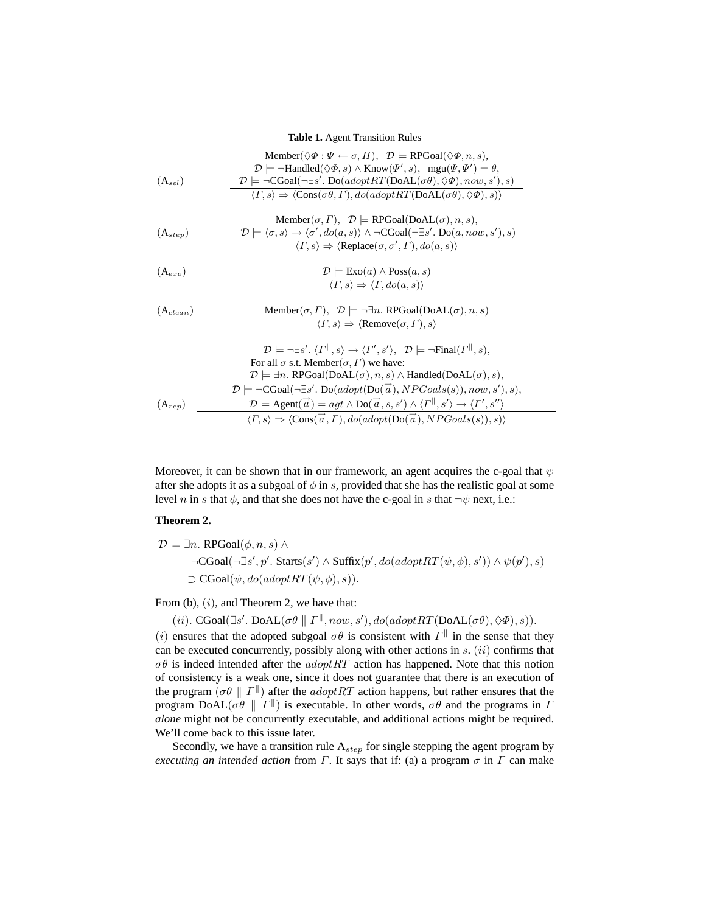**Table 1.** Agent Transition Rules

| | |
|---|---|
| $(\mathrm{A}_{sel})$ | $$\frac{\begin{array}{c}\text{Member}(\Diamond\Phi : \Psi \leftarrow \sigma, \Pi),\ \ \mathcal{D} \models \text{RPGoal}(\Diamond\Phi, n, s),\\ \mathcal{D} \models \neg\text{Handled}(\Diamond\Phi, s) \wedge \text{Know}(\Psi', s),\ \ \text{mgu}(\Psi, \Psi') = \theta,\\ \mathcal{D} \models \neg\text{CGoal}(\neg\exists s'.\ \text{Do}(adoptRT(\text{DoAL}(\sigma\theta), \Diamond\Phi), now, s'), s)\end{array}}{\langle \Gamma, s\rangle \Rightarrow \langle \text{Cons}(\sigma\theta, \Gamma), do(adoptRT(\text{DoAL}(\sigma\theta), \Diamond\Phi), s)\rangle}$$ |
| $(\mathrm{A}_{step})$ | $$\frac{\begin{array}{c}\text{Member}(\sigma, \Gamma),\ \ \mathcal{D} \models \text{RPGoal}(\text{DoAL}(\sigma), n, s),\\ \mathcal{D} \models \langle \sigma, s\rangle \rightarrow \langle \sigma', do(a, s)\rangle \wedge \neg\text{CGoal}(\neg\exists s'.\ \text{Do}(a, now, s'), s)\end{array}}{\langle \Gamma, s\rangle \Rightarrow \langle \text{Replace}(\sigma, \sigma', \Gamma), do(a, s)\rangle}$$ |
| $(\mathrm{A}_{exo})$ | $$\frac{\mathcal{D} \models \text{Exo}(a) \wedge \text{Poss}(a, s)}{\langle \Gamma, s\rangle \Rightarrow \langle \Gamma, do(a, s)\rangle}$$ |
| $(\mathrm{A}_{clean})$ | $$\frac{\text{Member}(\sigma, \Gamma),\ \ \mathcal{D} \models \neg\exists n.\ \text{RPGoal}(\text{DoAL}(\sigma), n, s)}{\langle \Gamma, s\rangle \Rightarrow \langle \text{Remove}(\sigma, \Gamma), s\rangle}$$ |
| $(\mathrm{A}_{rep})$ | $$\frac{\begin{array}{c}\mathcal{D} \models \neg\exists s'.\ \langle \Gamma^{\parallel}, s\rangle \rightarrow \langle \Gamma', s'\rangle,\ \ \mathcal{D} \models \neg\text{Final}(\Gamma^{\parallel}, s),\\ \text{For all } \sigma \text{ s.t. Member}(\sigma, \Gamma) \text{ we have:}\\ \mathcal{D} \models \exists n.\ \text{RPGoal}(\text{DoAL}(\sigma), n, s) \wedge \text{Handled}(\text{DoAL}(\sigma), s),\\ \mathcal{D} \models \neg\text{CGoal}(\neg\exists s'.\ \text{Do}(adopt(\text{Do}(\vec{a}), NPGoals(s)), now, s'), s),\\ \mathcal{D} \models \text{Agent}(\vec{a}) = agt \wedge \text{Do}(\vec{a}, s, s') \wedge \langle \Gamma^{\parallel}, s'\rangle \rightarrow \langle \Gamma', s''\rangle\end{array}}{\langle \Gamma, s\rangle \Rightarrow \langle \text{Cons}(\vec{a}, \Gamma), do(adopt(\text{Do}(\vec{a}), NPGoals(s)), s)\rangle}$$ |

Moreover, it can be shown that in our framework, an agent acquires the c-goal that $\psi$ after she adopts it as a subgoal of $\phi$ in $s$, provided that she has the realistic goal at some level $n$ in $s$ that $\phi$, and that she does not have the c-goal in $s$ that $\neg\psi$ next, i.e.:

**Theorem 2.**

$$\begin{aligned}\mathcal{D} \models\ & \exists n.\ \text{RPGoal}(\phi, n, s) \wedge \\ & \quad \neg\text{CGoal}(\neg\exists s', p'.\ \text{Starts}(s') \wedge \text{Suffix}(p', do(adoptRT(\psi, \phi), s')) \wedge \psi(p'), s) \\ & \quad \supset \text{CGoal}(\psi, do(adoptRT(\psi, \phi), s)).\end{aligned}$$

From (b), $(i)$, and Theorem 2, we have that:

$(ii)$. $\text{CGoal}(\exists s'.\ \text{DoAL}(\sigma\theta \parallel \Gamma^{\parallel}, now, s'), do(adoptRT(\text{DoAL}(\sigma\theta), \Diamond\Phi), s))$.

$(i)$ ensures that the adopted subgoal $\sigma\theta$ is consistent with $\Gamma^{\parallel}$ in the sense that they can be executed concurrently, possibly along with other actions in $s$. $(ii)$ confirms that $\sigma\theta$ is indeed intended after the $adoptRT$ action has happened. Note that this notion of consistency is a weak one, since it does not guarantee that there is an execution of the program $(\sigma\theta \parallel \Gamma^{\parallel})$ after the $adoptRT$ action happens, but rather ensures that the program $\text{DoAL}(\sigma\theta \parallel \Gamma^{\parallel})$ is executable. In other words, $\sigma\theta$ and the programs in $\Gamma$ *alone* might not be concurrently executable, and additional actions might be required. We'll come back to this issue later.

Secondly, we have a transition rule $\mathrm{A}_{step}$ for single stepping the agent program by *executing an intended action* from $\Gamma$. It says that if: (a) a program $\sigma$ in $\Gamma$ can make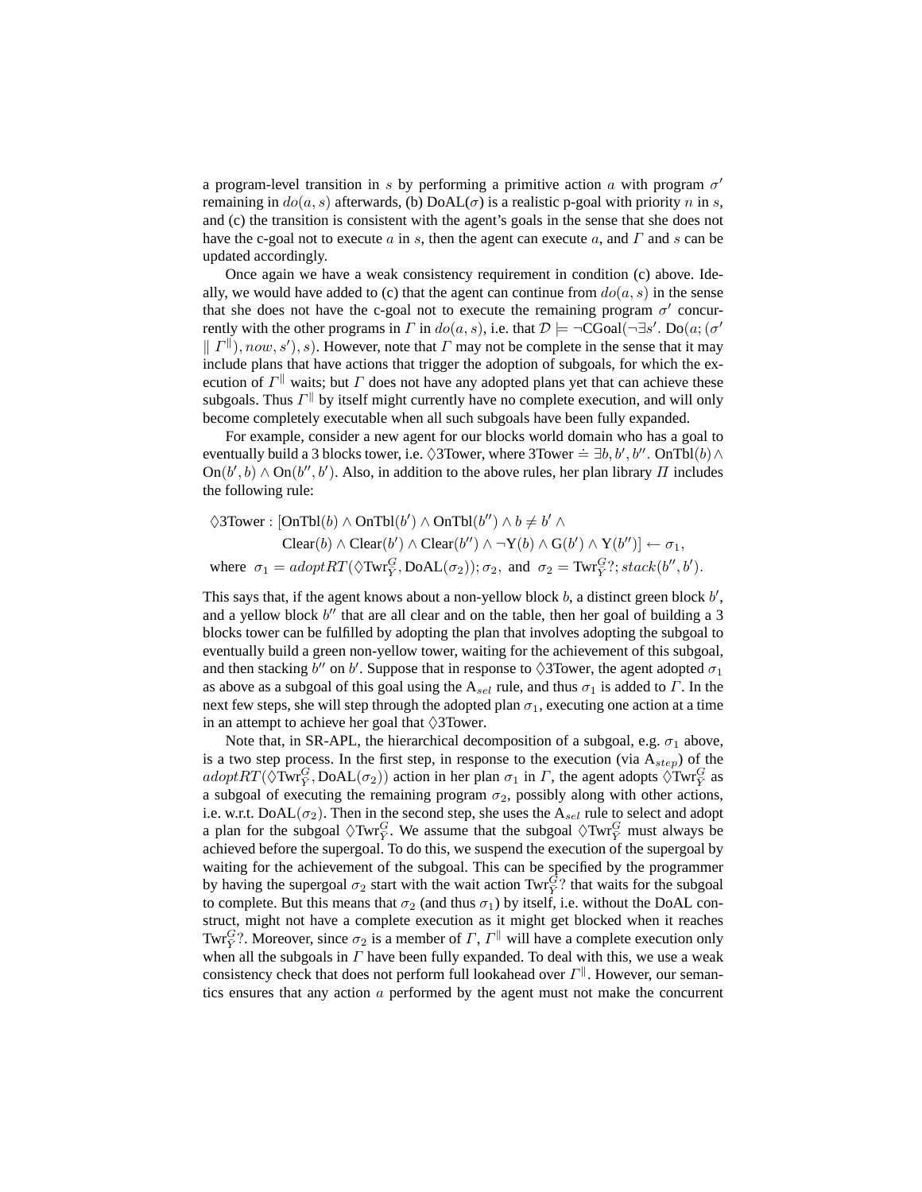a program-level transition in $s$ by performing a primitive action $a$ with program $\sigma'$ remaining in $do(a, s)$ afterwards, (b) DoAL($\sigma$) is a realistic p-goal with priority $n$ in $s$, and (c) the transition is consistent with the agent's goals in the sense that she does not have the c-goal not to execute $a$ in $s$, then the agent can execute $a$, and $\Gamma$ and $s$ can be updated accordingly.

Once again we have a weak consistency requirement in condition (c) above. Ideally, we would have added to (c) that the agent can continue from $do(a, s)$ in the sense that she does not have the c-goal not to execute the remaining program $\sigma'$ concurrently with the other programs in $\Gamma$ in $do(a, s)$, i.e. that $\mathcal{D} \models \neg\text{CGoal}(\neg\exists s'.\ \text{Do}(a; (\sigma' \parallel \Gamma^{\parallel}), now, s'), s)$. However, note that $\Gamma$ may not be complete in the sense that it may include plans that have actions that trigger the adoption of subgoals, for which the execution of $\Gamma^{\parallel}$ waits; but $\Gamma$ does not have any adopted plans yet that can achieve these subgoals. Thus $\Gamma^{\parallel}$ by itself might currently have no complete execution, and will only become completely executable when all such subgoals have been fully expanded.

For example, consider a new agent for our blocks world domain who has a goal to eventually build a 3 blocks tower, i.e. $\Diamond$3Tower, where $\text{3Tower} \doteq \exists b, b', b''.\ \text{OnTbl}(b) \wedge \text{On}(b', b) \wedge \text{On}(b'', b')$. Also, in addition to the above rules, her plan library $\Pi$ includes the following rule:

$$\begin{aligned}
&\Diamond\text{3Tower} : [\text{OnTbl}(b) \wedge \text{OnTbl}(b') \wedge \text{OnTbl}(b'') \wedge b \neq b' \wedge \\
&\qquad\qquad\quad \text{Clear}(b) \wedge \text{Clear}(b') \wedge \text{Clear}(b'') \wedge \neg\text{Y}(b) \wedge \text{G}(b') \wedge \text{Y}(b'')] \leftarrow \sigma_1, \\
&\text{where } \ \sigma_1 = adoptRT(\Diamond\text{Twr}^G_{\bar{Y}}, \text{DoAL}(\sigma_2)); \sigma_2, \ \text{and} \ \ \sigma_2 = \text{Twr}^G_{\bar{Y}}?; stack(b'', b').
\end{aligned}$$

This says that, if the agent knows about a non-yellow block $b$, a distinct green block $b'$, and a yellow block $b''$ that are all clear and on the table, then her goal of building a 3 blocks tower can be fulfilled by adopting the plan that involves adopting the subgoal to eventually build a green non-yellow tower, waiting for the achievement of this subgoal, and then stacking $b''$ on $b'$. Suppose that in response to $\Diamond$3Tower, the agent adopted $\sigma_1$ as above as a subgoal of this goal using the $\text{A}_{sel}$ rule, and thus $\sigma_1$ is added to $\Gamma$. In the next few steps, she will step through the adopted plan $\sigma_1$, executing one action at a time in an attempt to achieve her goal that $\Diamond$3Tower.

Note that, in SR-APL, the hierarchical decomposition of a subgoal, e.g. $\sigma_1$ above, is a two step process. In the first step, in response to the execution (via $\text{A}_{step}$) of the $adoptRT(\Diamond\text{Twr}^G_{\bar{Y}}, \text{DoAL}(\sigma_2))$ action in her plan $\sigma_1$ in $\Gamma$, the agent adopts $\Diamond\text{Twr}^G_{\bar{Y}}$ as a subgoal of executing the remaining program $\sigma_2$, possibly along with other actions, i.e. w.r.t. DoAL($\sigma_2$). Then in the second step, she uses the $\text{A}_{sel}$ rule to select and adopt a plan for the subgoal $\Diamond\text{Twr}^G_{\bar{Y}}$. We assume that the subgoal $\Diamond\text{Twr}^G_{\bar{Y}}$ must always be achieved before the supergoal. To do this, we suspend the execution of the supergoal by waiting for the achievement of the subgoal. This can be specified by the programmer by having the supergoal $\sigma_2$ start with the wait action $\text{Twr}^G_{\bar{Y}}?$ that waits for the subgoal to complete. But this means that $\sigma_2$ (and thus $\sigma_1$) by itself, i.e. without the DoAL construct, might not have a complete execution as it might get blocked when it reaches $\text{Twr}^G_{\bar{Y}}?$. Moreover, since $\sigma_2$ is a member of $\Gamma$, $\Gamma^{\parallel}$ will have a complete execution only when all the subgoals in $\Gamma$ have been fully expanded. To deal with this, we use a weak consistency check that does not perform full lookahead over $\Gamma^{\parallel}$. However, our semantics ensures that any action $a$ performed by the agent must not make the concurrent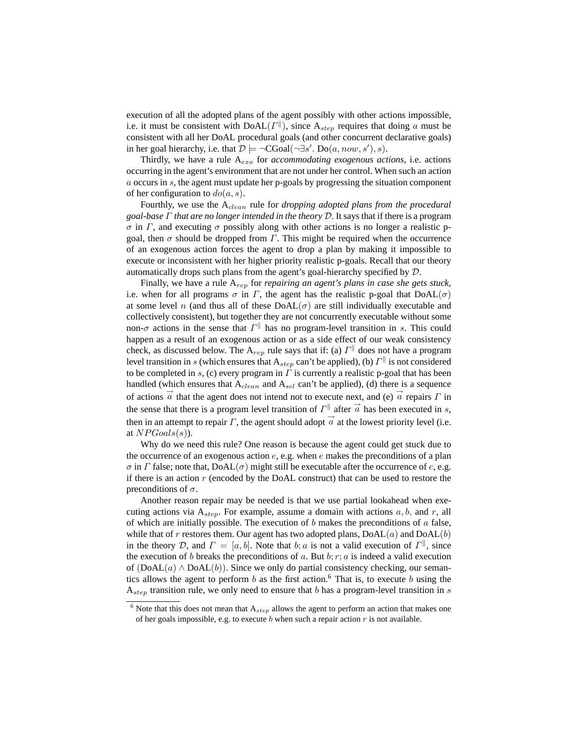execution of all the adopted plans of the agent possibly with other actions impossible, i.e. it must be consistent with $\text{DoAL}(\Gamma^{\|})$, since $\text{A}_{step}$ requires that doing $a$ must be consistent with all her DoAL procedural goals (and other concurrent declarative goals) in her goal hierarchy, i.e. that $\mathcal{D} \models \neg\text{CGoal}(\neg\exists s'.\ \text{Do}(a, now, s'), s)$.

Thirdly, we have a rule $\text{A}_{exo}$ for *accommodating exogenous actions*, i.e. actions occurring in the agent's environment that are not under her control. When such an action $a$ occurs in $s$, the agent must update her p-goals by progressing the situation component of her configuration to $do(a, s)$.

Fourthly, we use the $\text{A}_{clean}$ rule for *dropping adopted plans from the procedural goal-base $\Gamma$ that are no longer intended in the theory $\mathcal{D}$*. It says that if there is a program $\sigma$ in $\Gamma$, and executing $\sigma$ possibly along with other actions is no longer a realistic p-goal, then $\sigma$ should be dropped from $\Gamma$. This might be required when the occurrence of an exogenous action forces the agent to drop a plan by making it impossible to execute or inconsistent with her higher priority realistic p-goals. Recall that our theory automatically drops such plans from the agent's goal-hierarchy specified by $\mathcal{D}$.

Finally, we have a rule $\text{A}_{rep}$ for *repairing an agent's plans in case she gets stuck*, i.e. when for all programs $\sigma$ in $\Gamma$, the agent has the realistic p-goal that $\text{DoAL}(\sigma)$ at some level $n$ (and thus all of these $\text{DoAL}(\sigma)$ are still individually executable and collectively consistent), but together they are not concurrently executable without some non-$\sigma$ actions in the sense that $\Gamma^{\|}$ has no program-level transition in $s$. This could happen as a result of an exogenous action or as a side effect of our weak consistency check, as discussed below. The $\text{A}_{rep}$ rule says that if: (a) $\Gamma^{\|}$ does not have a program level transition in $s$ (which ensures that $\text{A}_{step}$ can't be applied), (b) $\Gamma^{\|}$ is not considered to be completed in $s$, (c) every program in $\Gamma$ is currently a realistic p-goal that has been handled (which ensures that $\text{A}_{clean}$ and $\text{A}_{sel}$ can't be applied), (d) there is a sequence of actions $\vec{a}$ that the agent does not intend not to execute next, and (e) $\vec{a}$ repairs $\Gamma$ in the sense that there is a program level transition of $\Gamma^{\|}$ after $\vec{a}$ has been executed in $s$, then in an attempt to repair $\Gamma$, the agent should adopt $\vec{a}$ at the lowest priority level (i.e. at $NPGoals(s)$).

Why do we need this rule? One reason is because the agent could get stuck due to the occurrence of an exogenous action $e$, e.g. when $e$ makes the preconditions of a plan $\sigma$ in $\Gamma$ false; note that, $\text{DoAL}(\sigma)$ might still be executable after the occurrence of $e$, e.g. if there is an action $r$ (encoded by the DoAL construct) that can be used to restore the preconditions of $\sigma$.

Another reason repair may be needed is that we use partial lookahead when executing actions via $\text{A}_{step}$. For example, assume a domain with actions $a, b,$ and $r$, all of which are initially possible. The execution of $b$ makes the preconditions of $a$ false, while that of $r$ restores them. Our agent has two adopted plans, $\text{DoAL}(a)$ and $\text{DoAL}(b)$ in the theory $\mathcal{D}$, and $\Gamma = [a, b]$. Note that $b; a$ is not a valid execution of $\Gamma^{\|}$, since the execution of $b$ breaks the preconditions of $a$. But $b; r; a$ is indeed a valid execution of $(\text{DoAL}(a) \wedge \text{DoAL}(b))$. Since we only do partial consistency checking, our semantics allows the agent to perform $b$ as the first action.[6] That is, to execute $b$ using the $\text{A}_{step}$ transition rule, we only need to ensure that $b$ has a program-level transition in $s$

[6] Note that this does not mean that $\text{A}_{step}$ allows the agent to perform an action that makes one of her goals impossible, e.g. to execute $b$ when such a repair action $r$ is not available.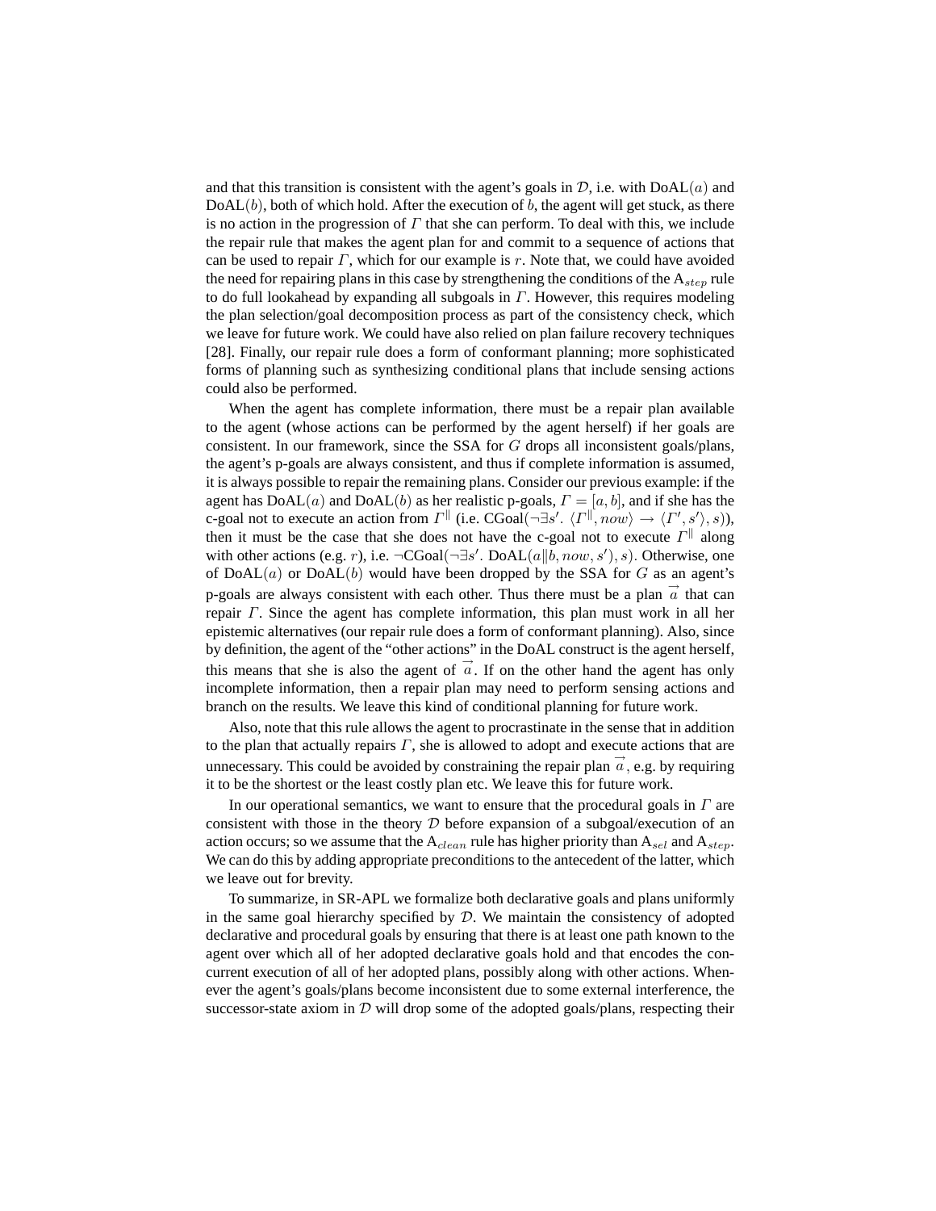and that this transition is consistent with the agent's goals in $\mathcal{D}$, i.e. with $\mathrm{DoAL}(a)$ and $\mathrm{DoAL}(b)$, both of which hold. After the execution of $b$, the agent will get stuck, as there is no action in the progression of $\Gamma$ that she can perform. To deal with this, we include the repair rule that makes the agent plan for and commit to a sequence of actions that can be used to repair $\Gamma$, which for our example is $r$. Note that, we could have avoided the need for repairing plans in this case by strengthening the conditions of the $\mathrm{A}_{step}$ rule to do full lookahead by expanding all subgoals in $\Gamma$. However, this requires modeling the plan selection/goal decomposition process as part of the consistency check, which we leave for future work. We could have also relied on plan failure recovery techniques [28]. Finally, our repair rule does a form of conformant planning; more sophisticated forms of planning such as synthesizing conditional plans that include sensing actions could also be performed.

When the agent has complete information, there must be a repair plan available to the agent (whose actions can be performed by the agent herself) if her goals are consistent. In our framework, since the SSA for $G$ drops all inconsistent goals/plans, the agent's p-goals are always consistent, and thus if complete information is assumed, it is always possible to repair the remaining plans. Consider our previous example: if the agent has $\mathrm{DoAL}(a)$ and $\mathrm{DoAL}(b)$ as her realistic p-goals, $\Gamma = [a, b]$, and if she has the c-goal not to execute an action from $\Gamma^{\|}$ (i.e. $\mathrm{CGoal}(\neg\exists s'.\ \langle \Gamma^{\|}, now\rangle \rightarrow \langle \Gamma', s'\rangle, s)$), then it must be the case that she does not have the c-goal not to execute $\Gamma^{\|}$ along with other actions (e.g. $r$), i.e. $\neg\mathrm{CGoal}(\neg\exists s'.\ \mathrm{DoAL}(a\|b, now, s'), s)$. Otherwise, one of $\mathrm{DoAL}(a)$ or $\mathrm{DoAL}(b)$ would have been dropped by the SSA for $G$ as an agent's p-goals are always consistent with each other. Thus there must be a plan $\vec{a}$ that can repair $\Gamma$. Since the agent has complete information, this plan must work in all her epistemic alternatives (our repair rule does a form of conformant planning). Also, since by definition, the agent of the "other actions" in the DoAL construct is the agent herself, this means that she is also the agent of $\vec{a}$. If on the other hand the agent has only incomplete information, then a repair plan may need to perform sensing actions and branch on the results. We leave this kind of conditional planning for future work.

Also, note that this rule allows the agent to procrastinate in the sense that in addition to the plan that actually repairs $\Gamma$, she is allowed to adopt and execute actions that are unnecessary. This could be avoided by constraining the repair plan $\vec{a}$, e.g. by requiring it to be the shortest or the least costly plan etc. We leave this for future work.

In our operational semantics, we want to ensure that the procedural goals in $\Gamma$ are consistent with those in the theory $\mathcal{D}$ before expansion of a subgoal/execution of an action occurs; so we assume that the $\mathrm{A}_{clean}$ rule has higher priority than $\mathrm{A}_{sel}$ and $\mathrm{A}_{step}$. We can do this by adding appropriate preconditions to the antecedent of the latter, which we leave out for brevity.

To summarize, in SR-APL we formalize both declarative goals and plans uniformly in the same goal hierarchy specified by $\mathcal{D}$. We maintain the consistency of adopted declarative and procedural goals by ensuring that there is at least one path known to the agent over which all of her adopted declarative goals hold and that encodes the concurrent execution of all of her adopted plans, possibly along with other actions. Whenever the agent's goals/plans become inconsistent due to some external interference, the successor-state axiom in $\mathcal{D}$ will drop some of the adopted goals/plans, respecting their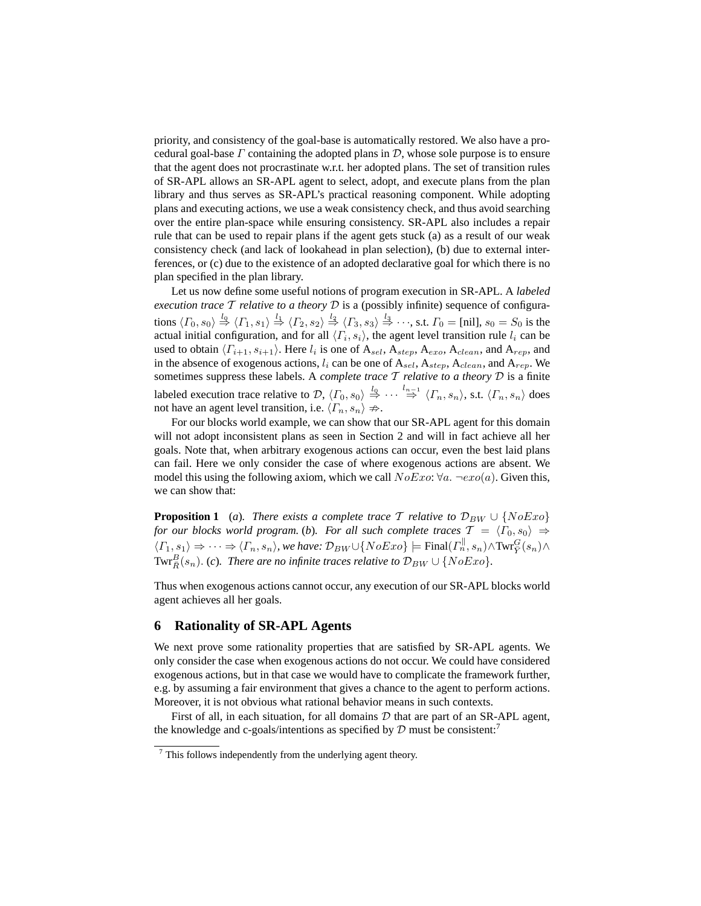priority, and consistency of the goal-base is automatically restored. We also have a procedural goal-base $\Gamma$ containing the adopted plans in $\mathcal{D}$, whose sole purpose is to ensure that the agent does not procrastinate w.r.t. her adopted plans. The set of transition rules of SR-APL allows an SR-APL agent to select, adopt, and execute plans from the plan library and thus serves as SR-APL's practical reasoning component. While adopting plans and executing actions, we use a weak consistency check, and thus avoid searching over the entire plan-space while ensuring consistency. SR-APL also includes a repair rule that can be used to repair plans if the agent gets stuck (a) as a result of our weak consistency check (and lack of lookahead in plan selection), (b) due to external interferences, or (c) due to the existence of an adopted declarative goal for which there is no plan specified in the plan library.

Let us now define some useful notions of program execution in SR-APL. A *labeled execution trace $\mathcal{T}$ relative to a theory $\mathcal{D}$* is a (possibly infinite) sequence of configurations $\langle \Gamma_0, s_0\rangle \overset{l_0}{\Rightarrow} \langle \Gamma_1, s_1\rangle \overset{l_1}{\Rightarrow} \langle \Gamma_2, s_2\rangle \overset{l_2}{\Rightarrow} \langle \Gamma_3, s_3\rangle \overset{l_3}{\Rightarrow} \cdots$, s.t. $\Gamma_0 = [\text{nil}]$, $s_0 = S_0$ is the actual initial configuration, and for all $\langle \Gamma_i, s_i\rangle$, the agent level transition rule $l_i$ can be used to obtain $\langle \Gamma_{i+1}, s_{i+1}\rangle$. Here $l_i$ is one of $\text{A}_{sel}$, $\text{A}_{step}$, $\text{A}_{exo}$, $\text{A}_{clean}$, and $\text{A}_{rep}$, and in the absence of exogenous actions, $l_i$ can be one of $\text{A}_{sel}$, $\text{A}_{step}$, $\text{A}_{clean}$, and $\text{A}_{rep}$. We sometimes suppress these labels. A *complete trace $\mathcal{T}$ relative to a theory $\mathcal{D}$* is a finite labeled execution trace relative to $\mathcal{D}$, $\langle \Gamma_0, s_0\rangle \overset{l_0}{\Rightarrow} \cdots \overset{l_{n-1}}{\Rightarrow} \langle \Gamma_n, s_n\rangle$, s.t. $\langle \Gamma_n, s_n\rangle$ does not have an agent level transition, i.e. $\langle \Gamma_n, s_n\rangle \not\Rightarrow$.

For our blocks world example, we can show that our SR-APL agent for this domain will not adopt inconsistent plans as seen in Section 2 and will in fact achieve all her goals. Note that, when arbitrary exogenous actions can occur, even the best laid plans can fail. Here we only consider the case of where exogenous actions are absent. We model this using the following axiom, which we call $NoExo$: $\forall a.\ \neg exo(a)$. Given this, we can show that:

**Proposition 1** (*a*). *There exists a complete trace $\mathcal{T}$ relative to $\mathcal{D}_{BW} \cup \{NoExo\}$ for our blocks world program.* (*b*). *For all such complete traces $\mathcal{T} = \langle \Gamma_0, s_0\rangle \Rightarrow \langle \Gamma_1, s_1\rangle \Rightarrow \cdots \Rightarrow \langle \Gamma_n, s_n\rangle$, we have: $\mathcal{D}_{BW} \cup \{NoExo\} \models \text{Final}(\Gamma_n^{\|}, s_n) \wedge \text{Twr}_Y^G(s_n) \wedge \text{Twr}_R^B(s_n)$.* (*c*). *There are no infinite traces relative to $\mathcal{D}_{BW} \cup \{NoExo\}$.*

Thus when exogenous actions cannot occur, any execution of our SR-APL blocks world agent achieves all her goals.

## 6 Rationality of SR-APL Agents

We next prove some rationality properties that are satisfied by SR-APL agents. We only consider the case when exogenous actions do not occur. We could have considered exogenous actions, but in that case we would have to complicate the framework further, e.g. by assuming a fair environment that gives a chance to the agent to perform actions. Moreover, it is not obvious what rational behavior means in such contexts.

First of all, in each situation, for all domains $\mathcal{D}$ that are part of an SR-APL agent, the knowledge and c-goals/intentions as specified by $\mathcal{D}$ must be consistent:[7]

[7] This follows independently from the underlying agent theory.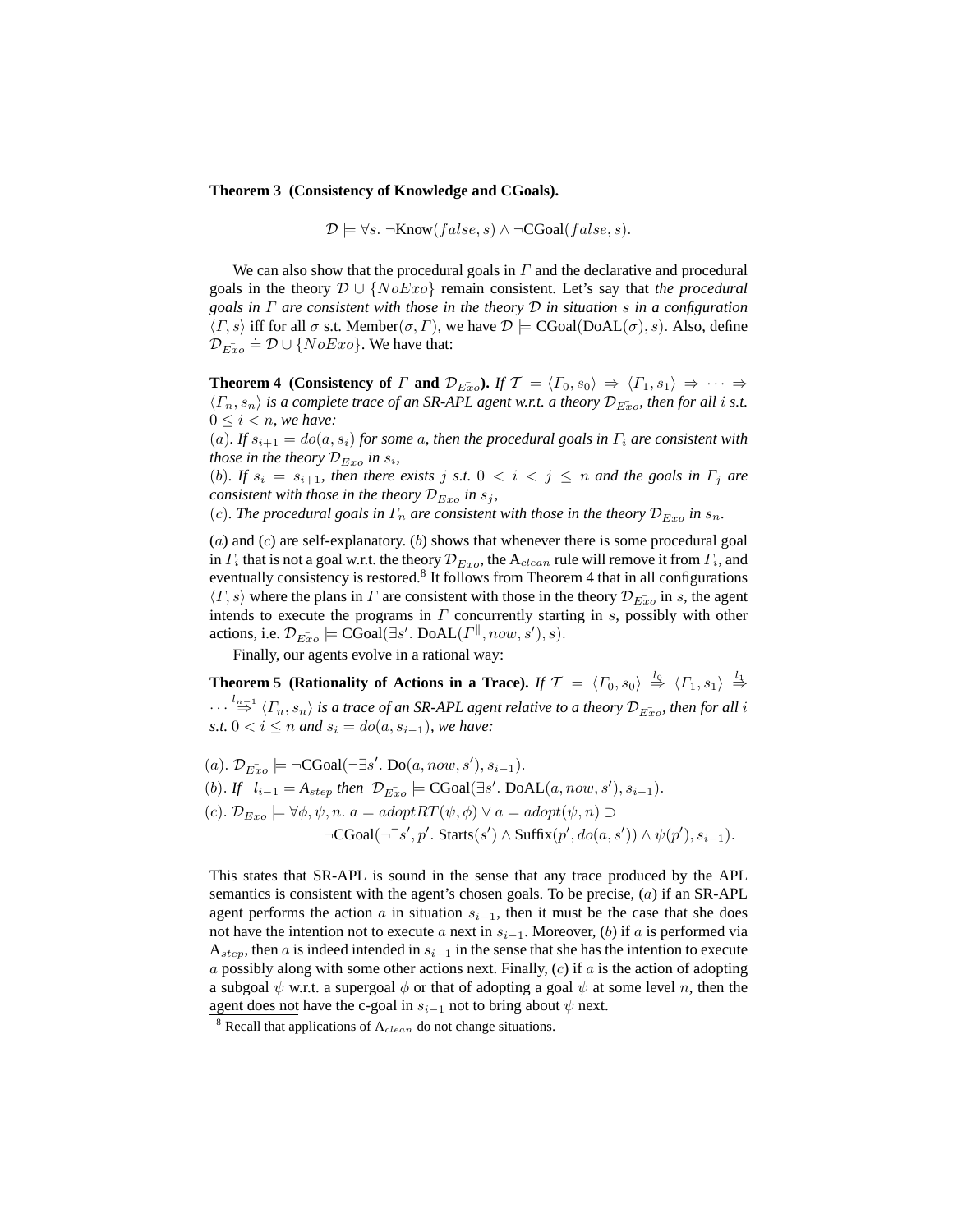**Theorem 3 (Consistency of Knowledge and CGoals).**

$$\mathcal{D} \models \forall s.\ \neg\text{Know}(false, s) \wedge \neg\text{CGoal}(false, s).$$

We can also show that the procedural goals in $\Gamma$ and the declarative and procedural goals in the theory $\mathcal{D} \cup \{NoExo\}$ remain consistent. Let's say that *the procedural goals in $\Gamma$ are consistent with those in the theory $\mathcal{D}$ in situation $s$ in a configuration $\langle\Gamma, s\rangle$* iff for all $\sigma$ s.t. Member$(\sigma, \Gamma)$, we have $\mathcal{D} \models \text{CGoal}(\text{DoAL}(\sigma), s)$. Also, define $\mathcal{D}_{\bar{Exo}} \doteq \mathcal{D} \cup \{NoExo\}$. We have that:

**Theorem 4 (Consistency of $\Gamma$ and $\mathcal{D}_{\bar{Exo}}$).** *If $\mathcal{T} = \langle\Gamma_0, s_0\rangle \Rightarrow \langle\Gamma_1, s_1\rangle \Rightarrow \cdots \Rightarrow \langle\Gamma_n, s_n\rangle$ is a complete trace of an SR-APL agent w.r.t. a theory $\mathcal{D}_{\bar{Exo}}$, then for all $i$ s.t. $0 \leq i < n$, we have:*
*$(a)$. If $s_{i+1} = do(a, s_i)$ for some $a$, then the procedural goals in $\Gamma_i$ are consistent with those in the theory $\mathcal{D}_{\bar{Exo}}$ in $s_i$,*
*$(b)$. If $s_i = s_{i+1}$, then there exists $j$ s.t. $0 < i < j \leq n$ and the goals in $\Gamma_j$ are consistent with those in the theory $\mathcal{D}_{\bar{Exo}}$ in $s_j$,*
*$(c)$. The procedural goals in $\Gamma_n$ are consistent with those in the theory $\mathcal{D}_{\bar{Exo}}$ in $s_n$.*

$(a)$ and $(c)$ are self-explanatory. $(b)$ shows that whenever there is some procedural goal in $\Gamma_i$ that is not a goal w.r.t. the theory $\mathcal{D}_{\bar{Exo}}$, the $\text{A}_{clean}$ rule will remove it from $\Gamma_i$, and eventually consistency is restored.[8] It follows from Theorem 4 that in all configurations $\langle\Gamma, s\rangle$ where the plans in $\Gamma$ are consistent with those in the theory $\mathcal{D}_{\bar{Exo}}$ in $s$, the agent intends to execute the programs in $\Gamma$ concurrently starting in $s$, possibly with other actions, i.e. $\mathcal{D}_{\bar{Exo}} \models \text{CGoal}(\exists s'.\ \text{DoAL}(\Gamma^{\parallel}, now, s'), s)$.

Finally, our agents evolve in a rational way:

**Theorem 5 (Rationality of Actions in a Trace).** *If $\mathcal{T} = \langle\Gamma_0, s_0\rangle \overset{l_0}{\Rightarrow} \langle\Gamma_1, s_1\rangle \overset{l_1}{\Rightarrow} \cdots \overset{l_{n-1}}{\Rightarrow} \langle\Gamma_n, s_n\rangle$ is a trace of an SR-APL agent relative to a theory $\mathcal{D}_{\bar{Exo}}$, then for all $i$ s.t. $0 < i \leq n$ and $s_i = do(a, s_{i-1})$, we have:*

$(a)$. $\mathcal{D}_{\bar{Exo}} \models \neg\text{CGoal}(\neg\exists s'.\ \text{Do}(a, now, s'), s_{i-1})$.
$(b)$. *If* $l_{i-1} = A_{step}$ *then* $\mathcal{D}_{\bar{Exo}} \models \text{CGoal}(\exists s'.\ \text{DoAL}(a, now, s'), s_{i-1})$.
$(c)$. $\mathcal{D}_{\bar{Exo}} \models \forall\phi, \psi, n.\ a = adoptRT(\psi, \phi) \vee a = adopt(\psi, n) \supset$
$\qquad\qquad \neg\text{CGoal}(\neg\exists s', p'.\ \text{Starts}(s') \wedge \text{Suffix}(p', do(a, s')) \wedge \psi(p'), s_{i-1})$.

This states that SR-APL is sound in the sense that any trace produced by the APL semantics is consistent with the agent's chosen goals. To be precise, $(a)$ if an SR-APL agent performs the action $a$ in situation $s_{i-1}$, then it must be the case that she does not have the intention not to execute $a$ next in $s_{i-1}$. Moreover, $(b)$ if $a$ is performed via $\text{A}_{step}$, then $a$ is indeed intended in $s_{i-1}$ in the sense that she has the intention to execute $a$ possibly along with some other actions next. Finally, $(c)$ if $a$ is the action of adopting a subgoal $\psi$ w.r.t. a supergoal $\phi$ or that of adopting a goal $\psi$ at some level $n$, then the agent does not have the c-goal in $s_{i-1}$ not to bring about $\psi$ next.

[8] Recall that applications of $\text{A}_{clean}$ do not change situations.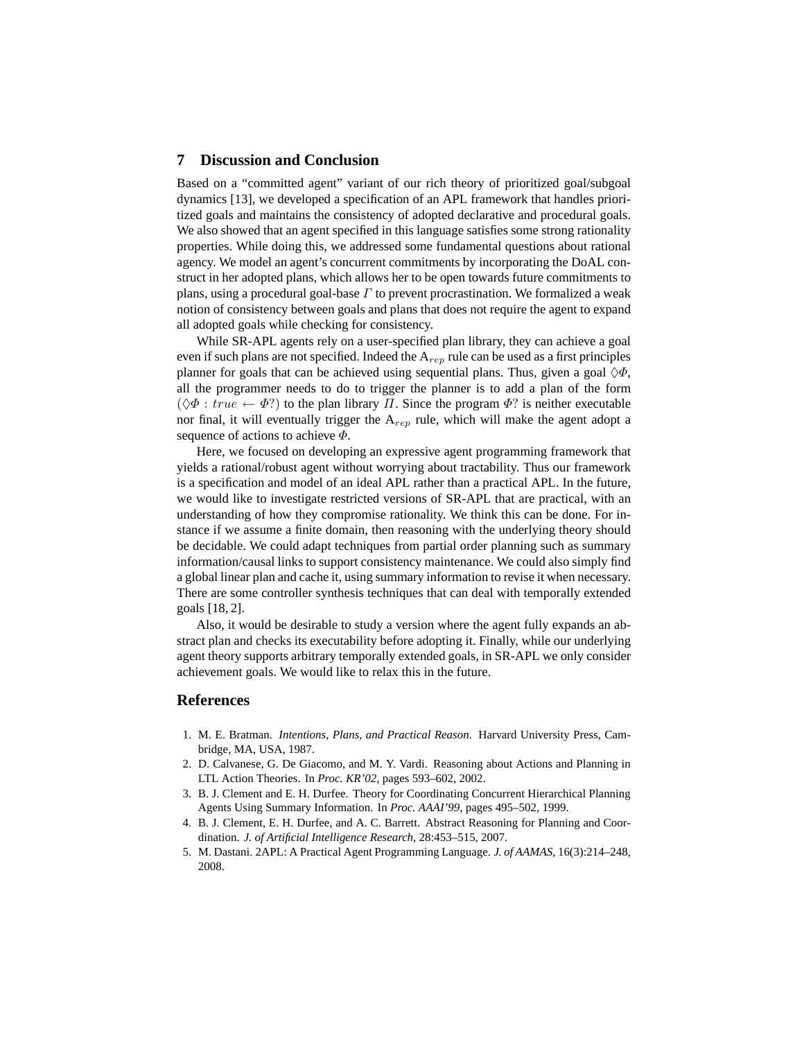## 7 Discussion and Conclusion

Based on a "committed agent" variant of our rich theory of prioritized goal/subgoal dynamics [13], we developed a specification of an APL framework that handles prioritized goals and maintains the consistency of adopted declarative and procedural goals. We also showed that an agent specified in this language satisfies some strong rationality properties. While doing this, we addressed some fundamental questions about rational agency. We model an agent's concurrent commitments by incorporating the DoAL construct in her adopted plans, which allows her to be open towards future commitments to plans, using a procedural goal-base $\Gamma$ to prevent procrastination. We formalized a weak notion of consistency between goals and plans that does not require the agent to expand all adopted goals while checking for consistency.

While SR-APL agents rely on a user-specified plan library, they can achieve a goal even if such plans are not specified. Indeed the $\mathrm{A}_{rep}$ rule can be used as a first principles planner for goals that can be achieved using sequential plans. Thus, given a goal $\Diamond\Phi$, all the programmer needs to do to trigger the planner is to add a plan of the form $(\Diamond\Phi : true \leftarrow \Phi?)$ to the plan library $\Pi$. Since the program $\Phi?$ is neither executable nor final, it will eventually trigger the $\mathrm{A}_{rep}$ rule, which will make the agent adopt a sequence of actions to achieve $\Phi$.

Here, we focused on developing an expressive agent programming framework that yields a rational/robust agent without worrying about tractability. Thus our framework is a specification and model of an ideal APL rather than a practical APL. In the future, we would like to investigate restricted versions of SR-APL that are practical, with an understanding of how they compromise rationality. We think this can be done. For instance if we assume a finite domain, then reasoning with the underlying theory should be decidable. We could adapt techniques from partial order planning such as summary information/causal links to support consistency maintenance. We could also simply find a global linear plan and cache it, using summary information to revise it when necessary. There are some controller synthesis techniques that can deal with temporally extended goals [18, 2].

Also, it would be desirable to study a version where the agent fully expands an abstract plan and checks its executability before adopting it. Finally, while our underlying agent theory supports arbitrary temporally extended goals, in SR-APL we only consider achievement goals. We would like to relax this in the future.

## References

1. M. E. Bratman. *Intentions, Plans, and Practical Reason*. Harvard University Press, Cambridge, MA, USA, 1987.
2. D. Calvanese, G. De Giacomo, and M. Y. Vardi. Reasoning about Actions and Planning in LTL Action Theories. In *Proc. KR'02*, pages 593–602, 2002.
3. B. J. Clement and E. H. Durfee. Theory for Coordinating Concurrent Hierarchical Planning Agents Using Summary Information. In *Proc. AAAI'99*, pages 495–502, 1999.
4. B. J. Clement, E. H. Durfee, and A. C. Barrett. Abstract Reasoning for Planning and Coordination. *J. of Artificial Intelligence Research*, 28:453–515, 2007.
5. M. Dastani. 2APL: A Practical Agent Programming Language. *J. of AAMAS*, 16(3):214–248, 2008.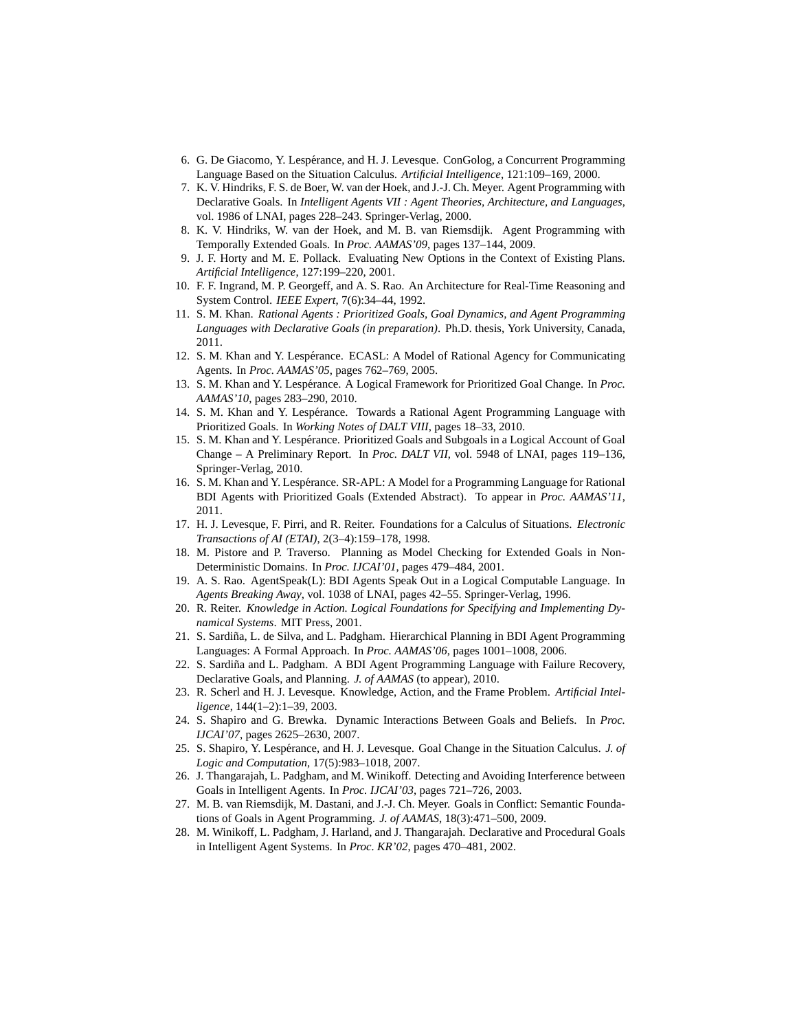6. G. De Giacomo, Y. Lespérance, and H. J. Levesque. ConGolog, a Concurrent Programming Language Based on the Situation Calculus. *Artificial Intelligence*, 121:109–169, 2000.
7. K. V. Hindriks, F. S. de Boer, W. van der Hoek, and J.-J. Ch. Meyer. Agent Programming with Declarative Goals. In *Intelligent Agents VII : Agent Theories, Architecture, and Languages*, vol. 1986 of LNAI, pages 228–243. Springer-Verlag, 2000.
8. K. V. Hindriks, W. van der Hoek, and M. B. van Riemsdijk. Agent Programming with Temporally Extended Goals. In *Proc. AAMAS'09*, pages 137–144, 2009.
9. J. F. Horty and M. E. Pollack. Evaluating New Options in the Context of Existing Plans. *Artificial Intelligence*, 127:199–220, 2001.
10. F. F. Ingrand, M. P. Georgeff, and A. S. Rao. An Architecture for Real-Time Reasoning and System Control. *IEEE Expert*, 7(6):34–44, 1992.
11. S. M. Khan. *Rational Agents : Prioritized Goals, Goal Dynamics, and Agent Programming Languages with Declarative Goals (in preparation)*. Ph.D. thesis, York University, Canada, 2011.
12. S. M. Khan and Y. Lespérance. ECASL: A Model of Rational Agency for Communicating Agents. In *Proc. AAMAS'05*, pages 762–769, 2005.
13. S. M. Khan and Y. Lespérance. A Logical Framework for Prioritized Goal Change. In *Proc. AAMAS'10*, pages 283–290, 2010.
14. S. M. Khan and Y. Lespérance. Towards a Rational Agent Programming Language with Prioritized Goals. In *Working Notes of DALT VIII*, pages 18–33, 2010.
15. S. M. Khan and Y. Lespérance. Prioritized Goals and Subgoals in a Logical Account of Goal Change – A Preliminary Report. In *Proc. DALT VII*, vol. 5948 of LNAI, pages 119–136, Springer-Verlag, 2010.
16. S. M. Khan and Y. Lespérance. SR-APL: A Model for a Programming Language for Rational BDI Agents with Prioritized Goals (Extended Abstract). To appear in *Proc. AAMAS'11*, 2011.
17. H. J. Levesque, F. Pirri, and R. Reiter. Foundations for a Calculus of Situations. *Electronic Transactions of AI (ETAI)*, 2(3–4):159–178, 1998.
18. M. Pistore and P. Traverso. Planning as Model Checking for Extended Goals in Non-Deterministic Domains. In *Proc. IJCAI'01*, pages 479–484, 2001.
19. A. S. Rao. AgentSpeak(L): BDI Agents Speak Out in a Logical Computable Language. In *Agents Breaking Away*, vol. 1038 of LNAI, pages 42–55. Springer-Verlag, 1996.
20. R. Reiter. *Knowledge in Action. Logical Foundations for Specifying and Implementing Dynamical Systems*. MIT Press, 2001.
21. S. Sardiña, L. de Silva, and L. Padgham. Hierarchical Planning in BDI Agent Programming Languages: A Formal Approach. In *Proc. AAMAS'06*, pages 1001–1008, 2006.
22. S. Sardiña and L. Padgham. A BDI Agent Programming Language with Failure Recovery, Declarative Goals, and Planning. *J. of AAMAS* (to appear), 2010.
23. R. Scherl and H. J. Levesque. Knowledge, Action, and the Frame Problem. *Artificial Intelligence*, 144(1–2):1–39, 2003.
24. S. Shapiro and G. Brewka. Dynamic Interactions Between Goals and Beliefs. In *Proc. IJCAI'07*, pages 2625–2630, 2007.
25. S. Shapiro, Y. Lespérance, and H. J. Levesque. Goal Change in the Situation Calculus. *J. of Logic and Computation*, 17(5):983–1018, 2007.
26. J. Thangarajah, L. Padgham, and M. Winikoff. Detecting and Avoiding Interference between Goals in Intelligent Agents. In *Proc. IJCAI'03*, pages 721–726, 2003.
27. M. B. van Riemsdijk, M. Dastani, and J.-J. Ch. Meyer. Goals in Conflict: Semantic Foundations of Goals in Agent Programming. *J. of AAMAS*, 18(3):471–500, 2009.
28. M. Winikoff, L. Padgham, J. Harland, and J. Thangarajah. Declarative and Procedural Goals in Intelligent Agent Systems. In *Proc. KR'02*, pages 470–481, 2002.